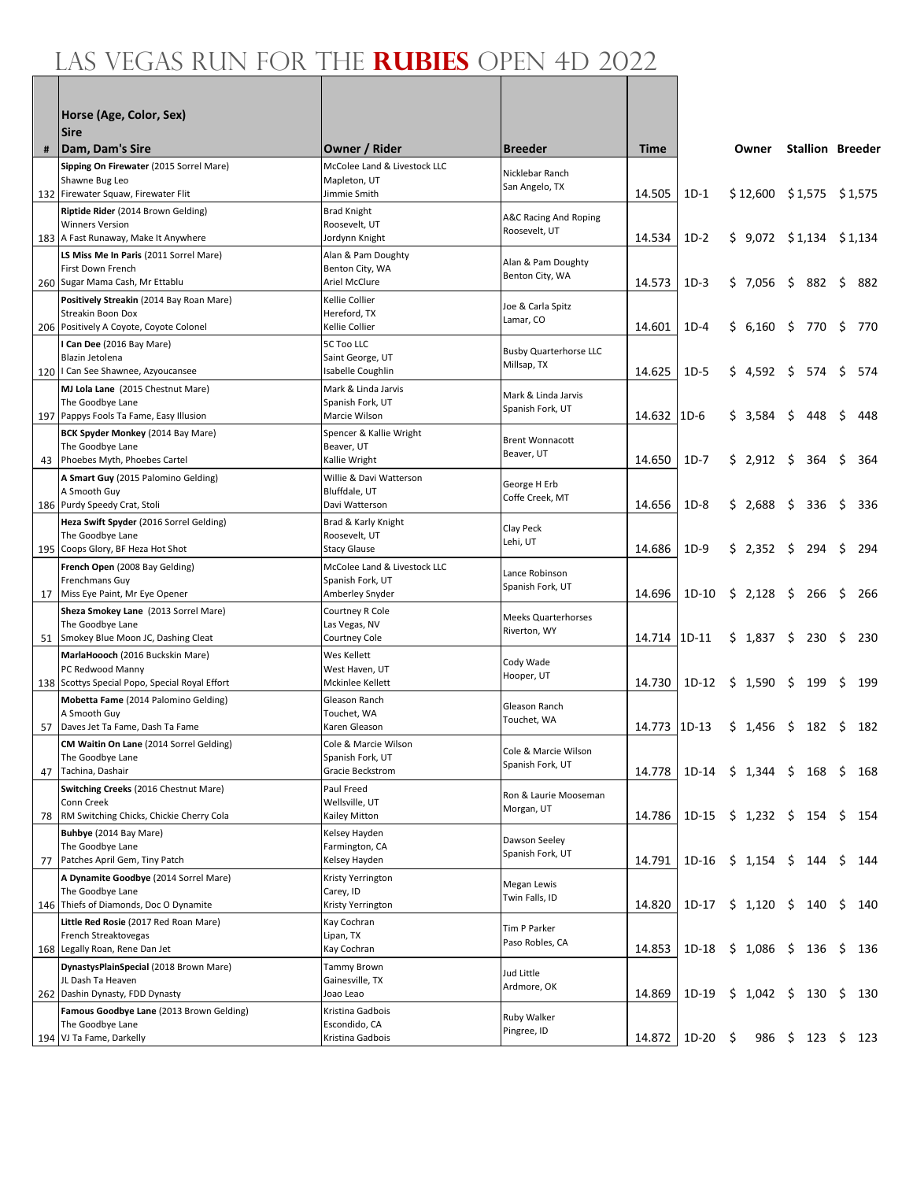# LAS VEGAS RUN FOR THE **RUBIES** OPEN 4D 2022

| # | Horse (Age, Color, Sex)<br>Sire<br>Dam, Dam's Sire | Owner / Rider | Breeder | Time | | Owner | Stallion | Breeder |
|---|---|---|---|---|---|---|---|---|
| 132 | **Sipping On Firewater** (2015 Sorrel Mare)<br>Shawne Bug Leo<br>Firewater Squaw, Firewater Flit | McColee Land & Livestock LLC<br>Mapleton, UT<br>Jimmie Smith | Nicklebar Ranch<br>San Angelo, TX | 14.505 | 1D-1 | $ 12,600 | $ 1,575 | $ 1,575 |
| 183 | **Riptide Rider** (2014 Brown Gelding)<br>Winners Version<br>A Fast Runaway, Make It Anywhere | Brad Knight<br>Roosevelt, UT<br>Jordynn Knight | A&C Racing And Roping<br>Roosevelt, UT | 14.534 | 1D-2 | $ 9,072 | $ 1,134 | $ 1,134 |
| 260 | **LS Miss Me In Paris** (2011 Sorrel Mare)<br>First Down French<br>Sugar Mama Cash, Mr Ettablu | Alan & Pam Doughty<br>Benton City, WA<br>Ariel McClure | Alan & Pam Doughty<br>Benton City, WA | 14.573 | 1D-3 | $ 7,056 | $ 882 | $ 882 |
| 206 | **Positively Streakin** (2014 Bay Roan Mare)<br>Streakin Boon Dox<br>Positively A Coyote, Coyote Colonel | Kellie Collier<br>Hereford, TX<br>Kellie Collier | Joe & Carla Spitz<br>Lamar, CO | 14.601 | 1D-4 | $ 6,160 | $ 770 | $ 770 |
| 120 | **I Can Dee** (2016 Bay Mare)<br>Blazin Jetolena<br>I Can See Shawnee, Azyoucansee | 5C Too LLC<br>Saint George, UT<br>Isabelle Coughlin | Busby Quarterhorse LLC<br>Millsap, TX | 14.625 | 1D-5 | $ 4,592 | $ 574 | $ 574 |
| 197 | **MJ Lola Lane** (2015 Chestnut Mare)<br>The Goodbye Lane<br>Pappys Fools Ta Fame, Easy Illusion | Mark & Linda Jarvis<br>Spanish Fork, UT<br>Marcie Wilson | Mark & Linda Jarvis<br>Spanish Fork, UT | 14.632 | 1D-6 | $ 3,584 | $ 448 | $ 448 |
| 43 | **BCK Spyder Monkey** (2014 Bay Mare)<br>The Goodbye Lane<br>Phoebes Myth, Phoebes Cartel | Spencer & Kallie Wright<br>Beaver, UT<br>Kallie Wright | Brent Wonnacott<br>Beaver, UT | 14.650 | 1D-7 | $ 2,912 | $ 364 | $ 364 |
| 186 | **A Smart Guy** (2015 Palomino Gelding)<br>A Smooth Guy<br>Purdy Speedy Crat, Stoli | Willie & Davi Watterson<br>Bluffdale, UT<br>Davi Watterson | George H Erb<br>Coffe Creek, MT | 14.656 | 1D-8 | $ 2,688 | $ 336 | $ 336 |
| 195 | **Heza Swift Spyder** (2016 Sorrel Gelding)<br>The Goodbye Lane<br>Coops Glory, BF Heza Hot Shot | Brad & Karly Knight<br>Roosevelt, UT<br>Stacy Glause | Clay Peck<br>Lehi, UT | 14.686 | 1D-9 | $ 2,352 | $ 294 | $ 294 |
| 17 | **French Open** (2008 Bay Gelding)<br>Frenchmans Guy<br>Miss Eye Paint, Mr Eye Opener | McColee Land & Livestock LLC<br>Spanish Fork, UT<br>Amberley Snyder | Lance Robinson<br>Spanish Fork, UT | 14.696 | 1D-10 | $ 2,128 | $ 266 | $ 266 |
| 51 | **Sheza Smokey Lane** (2013 Sorrel Mare)<br>The Goodbye Lane<br>Smokey Blue Moon JC, Dashing Cleat | Courtney R Cole<br>Las Vegas, NV<br>Courtney Cole | Meeks Quarterhorses<br>Riverton, WY | 14.714 | 1D-11 | $ 1,837 | $ 230 | $ 230 |
| 138 | **MarlaHoooch** (2016 Buckskin Mare)<br>PC Redwood Manny<br>Scottys Special Popo, Special Royal Effort | Wes Kellett<br>West Haven, UT<br>Mckinlee Kellett | Cody Wade<br>Hooper, UT | 14.730 | 1D-12 | $ 1,590 | $ 199 | $ 199 |
| 57 | **Mobetta Fame** (2014 Palomino Gelding)<br>A Smooth Guy<br>Daves Jet Ta Fame, Dash Ta Fame | Gleason Ranch<br>Touchet, WA<br>Karen Gleason | Gleason Ranch<br>Touchet, WA | 14.773 | 1D-13 | $ 1,456 | $ 182 | $ 182 |
| 47 | **CM Waitin On Lane** (2014 Sorrel Gelding)<br>The Goodbye Lane<br>Tachina, Dashair | Cole & Marcie Wilson<br>Spanish Fork, UT<br>Gracie Beckstrom | Cole & Marcie Wilson<br>Spanish Fork, UT | 14.778 | 1D-14 | $ 1,344 | $ 168 | $ 168 |
| 78 | **Switching Creeks** (2016 Chestnut Mare)<br>Conn Creek<br>RM Switching Chicks, Chickie Cherry Cola | Paul Freed<br>Wellsville, UT<br>Kailey Mitton | Ron & Laurie Mooseman<br>Morgan, UT | 14.786 | 1D-15 | $ 1,232 | $ 154 | $ 154 |
| 77 | **Buhbye** (2014 Bay Mare)<br>The Goodbye Lane<br>Patches April Gem, Tiny Patch | Kelsey Hayden<br>Farmington, CA<br>Kelsey Hayden | Dawson Seeley<br>Spanish Fork, UT | 14.791 | 1D-16 | $ 1,154 | $ 144 | $ 144 |
| 146 | **A Dynamite Goodbye** (2014 Sorrel Mare)<br>The Goodbye Lane<br>Thiefs of Diamonds, Doc O Dynamite | Kristy Yerrington<br>Carey, ID<br>Kristy Yerrington | Megan Lewis<br>Twin Falls, ID | 14.820 | 1D-17 | $ 1,120 | $ 140 | $ 140 |
| 168 | **Little Red Rosie** (2017 Red Roan Mare)<br>French Streaktovegas<br>Legally Roan, Rene Dan Jet | Kay Cochran<br>Lipan, TX<br>Kay Cochran | Tim P Parker<br>Paso Robles, CA | 14.853 | 1D-18 | $ 1,086 | $ 136 | $ 136 |
| 262 | **DynastysPlainSpecial** (2018 Brown Mare)<br>JL Dash Ta Heaven<br>Dashin Dynasty, FDD Dynasty | Tammy Brown<br>Gainesville, TX<br>Joao Leao | Jud Little<br>Ardmore, OK | 14.869 | 1D-19 | $ 1,042 | $ 130 | $ 130 |
| 194 | **Famous Goodbye Lane** (2013 Brown Gelding)<br>The Goodbye Lane<br>VJ Ta Fame, Darkelly | Kristina Gadbois<br>Escondido, CA<br>Kristina Gadbois | Ruby Walker<br>Pingree, ID | 14.872 | 1D-20 | $ 986 | $ 123 | $ 123 |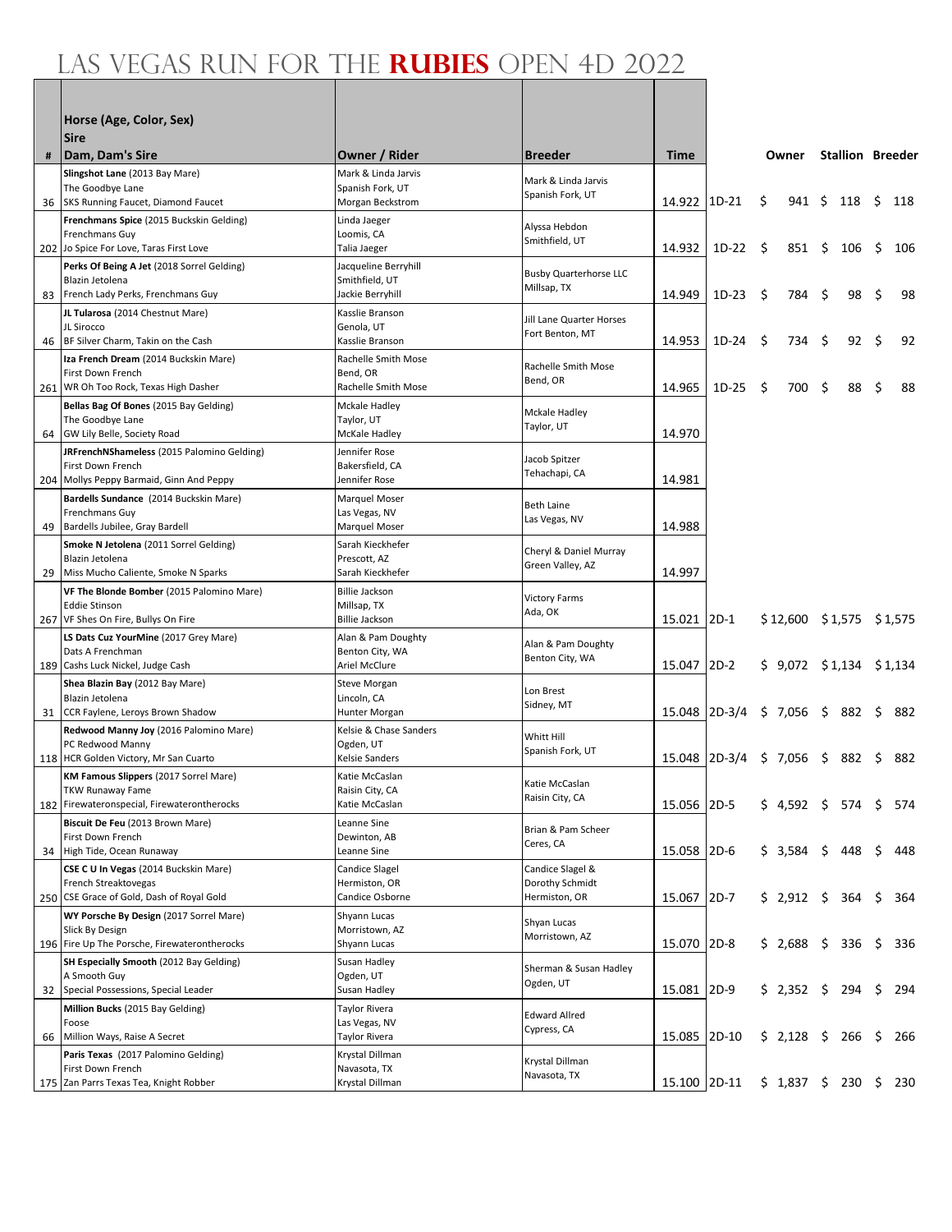# Las Vegas Run for the **Rubies** Open 4D 2022

| # | Horse (Age, Color, Sex)<br>Sire<br>Dam, Dam's Sire | Owner / Rider | Breeder | Time | | Owner | Stallion | Breeder |
|---|---|---|---|---|---|---|---|---|
| 36 | **Slingshot Lane** (2013 Bay Mare)<br>The Goodbye Lane<br>SKS Running Faucet, Diamond Faucet | Mark & Linda Jarvis<br>Spanish Fork, UT<br>Morgan Beckstrom | Mark & Linda Jarvis<br>Spanish Fork, UT | 14.922 | 1D-21 | $ 941 | $ 118 | $ 118 |
| 202 | **Frenchmans Spice** (2015 Buckskin Gelding)<br>Frenchmans Guy<br>Jo Spice For Love, Taras First Love | Linda Jaeger<br>Loomis, CA<br>Talia Jaeger | Alyssa Hebdon<br>Smithfield, UT | 14.932 | 1D-22 | $ 851 | $ 106 | $ 106 |
| 83 | **Perks Of Being A Jet** (2018 Sorrel Gelding)<br>Blazin Jetolena<br>French Lady Perks, Frenchmans Guy | Jacqueline Berryhill<br>Smithfield, UT<br>Jackie Berryhill | Busby Quarterhorse LLC<br>Millsap, TX | 14.949 | 1D-23 | $ 784 | $ 98 | $ 98 |
| 46 | **JL Tularosa** (2014 Chestnut Mare)<br>JL Sirocco<br>BF Silver Charm, Takin on the Cash | Kasslie Branson<br>Genola, UT<br>Kasslie Branson | Jill Lane Quarter Horses<br>Fort Benton, MT | 14.953 | 1D-24 | $ 734 | $ 92 | $ 92 |
| 261 | **Iza French Dream** (2014 Buckskin Mare)<br>First Down French<br>WR Oh Too Rock, Texas High Dasher | Rachelle Smith Mose<br>Bend, OR<br>Rachelle Smith Mose | Rachelle Smith Mose<br>Bend, OR | 14.965 | 1D-25 | $ 700 | $ 88 | $ 88 |
| 64 | **Bellas Bag Of Bones** (2015 Bay Gelding)<br>The Goodbye Lane<br>GW Lily Belle, Society Road | Mckale Hadley<br>Taylor, UT<br>McKale Hadley | Mckale Hadley<br>Taylor, UT | 14.970 | | | | |
| 204 | **JRFrenchNShameless** (2015 Palomino Gelding)<br>First Down French<br>Mollys Peppy Barmaid, Ginn And Peppy | Jennifer Rose<br>Bakersfield, CA<br>Jennifer Rose | Jacob Spitzer<br>Tehachapi, CA | 14.981 | | | | |
| 49 | **Bardells Sundance** (2014 Buckskin Mare)<br>Frenchmans Guy<br>Bardells Jubilee, Gray Bardell | Marquel Moser<br>Las Vegas, NV<br>Marquel Moser | Beth Laine<br>Las Vegas, NV | 14.988 | | | | |
| 29 | **Smoke N Jetolena** (2011 Sorrel Gelding)<br>Blazin Jetolena<br>Miss Mucho Caliente, Smoke N Sparks | Sarah Kieckhefer<br>Prescott, AZ<br>Sarah Kieckhefer | Cheryl & Daniel Murray<br>Green Valley, AZ | 14.997 | | | | |
| 267 | **VF The Blonde Bomber** (2015 Palomino Mare)<br>Eddie Stinson<br>VF Shes On Fire, Bullys On Fire | Billie Jackson<br>Millsap, TX<br>Billie Jackson | Victory Farms<br>Ada, OK | 15.021 | 2D-1 | $ 12,600 | $ 1,575 | $ 1,575 |
| 189 | **LS Dats Cuz YourMine** (2017 Grey Mare)<br>Dats A Frenchman<br>Cashs Luck Nickel, Judge Cash | Alan & Pam Doughty<br>Benton City, WA<br>Ariel McClure | Alan & Pam Doughty<br>Benton City, WA | 15.047 | 2D-2 | $ 9,072 | $ 1,134 | $ 1,134 |
| 31 | **Shea Blazin Bay** (2012 Bay Mare)<br>Blazin Jetolena<br>CCR Faylene, Leroys Brown Shadow | Steve Morgan<br>Lincoln, CA<br>Hunter Morgan | Lon Brest<br>Sidney, MT | 15.048 | 2D-3/4 | $ 7,056 | $ 882 | $ 882 |
| 118 | **Redwood Manny Joy** (2016 Palomino Mare)<br>PC Redwood Manny<br>HCR Golden Victory, Mr San Cuarto | Kelsie & Chase Sanders<br>Ogden, UT<br>Kelsie Sanders | Whitt Hill<br>Spanish Fork, UT | 15.048 | 2D-3/4 | $ 7,056 | $ 882 | $ 882 |
| 182 | **KM Famous Slippers** (2017 Sorrel Mare)<br>TKW Runaway Fame<br>Firewateronspecial, Firewaterontherocks | Katie McCaslan<br>Raisin City, CA<br>Katie McCaslan | Katie McCaslan<br>Raisin City, CA | 15.056 | 2D-5 | $ 4,592 | $ 574 | $ 574 |
| 34 | **Biscuit De Feu** (2013 Brown Mare)<br>First Down French<br>High Tide, Ocean Runaway | Leanne Sine<br>Dewinton, AB<br>Leanne Sine | Brian & Pam Scheer<br>Ceres, CA | 15.058 | 2D-6 | $ 3,584 | $ 448 | $ 448 |
| 250 | **CSE C U In Vegas** (2014 Buckskin Mare)<br>French Streaktovegas<br>CSE Grace of Gold, Dash of Royal Gold | Candice Slagel<br>Hermiston, OR<br>Candice Osborne | Candice Slagel &<br>Dorothy Schmidt<br>Hermiston, OR | 15.067 | 2D-7 | $ 2,912 | $ 364 | $ 364 |
| 196 | **WY Porsche By Design** (2017 Sorrel Mare)<br>Slick By Design<br>Fire Up The Porsche, Firewaterontherocks | Shyann Lucas<br>Morristown, AZ<br>Shyann Lucas | Shyan Lucas<br>Morristown, AZ | 15.070 | 2D-8 | $ 2,688 | $ 336 | $ 336 |
| 32 | **SH Especially Smooth** (2012 Bay Gelding)<br>A Smooth Guy<br>Special Possessions, Special Leader | Susan Hadley<br>Ogden, UT<br>Susan Hadley | Sherman & Susan Hadley<br>Ogden, UT | 15.081 | 2D-9 | $ 2,352 | $ 294 | $ 294 |
| 66 | **Million Bucks** (2015 Bay Gelding)<br>Foose<br>Million Ways, Raise A Secret | Taylor Rivera<br>Las Vegas, NV<br>Taylor Rivera | Edward Allred<br>Cypress, CA | 15.085 | 2D-10 | $ 2,128 | $ 266 | $ 266 |
| 175 | **Paris Texas** (2017 Palomino Gelding)<br>First Down French<br>Zan Parrs Texas Tea, Knight Robber | Krystal Dillman<br>Navasota, TX<br>Krystal Dillman | Krystal Dillman<br>Navasota, TX | 15.100 | 2D-11 | $ 1,837 | $ 230 | $ 230 |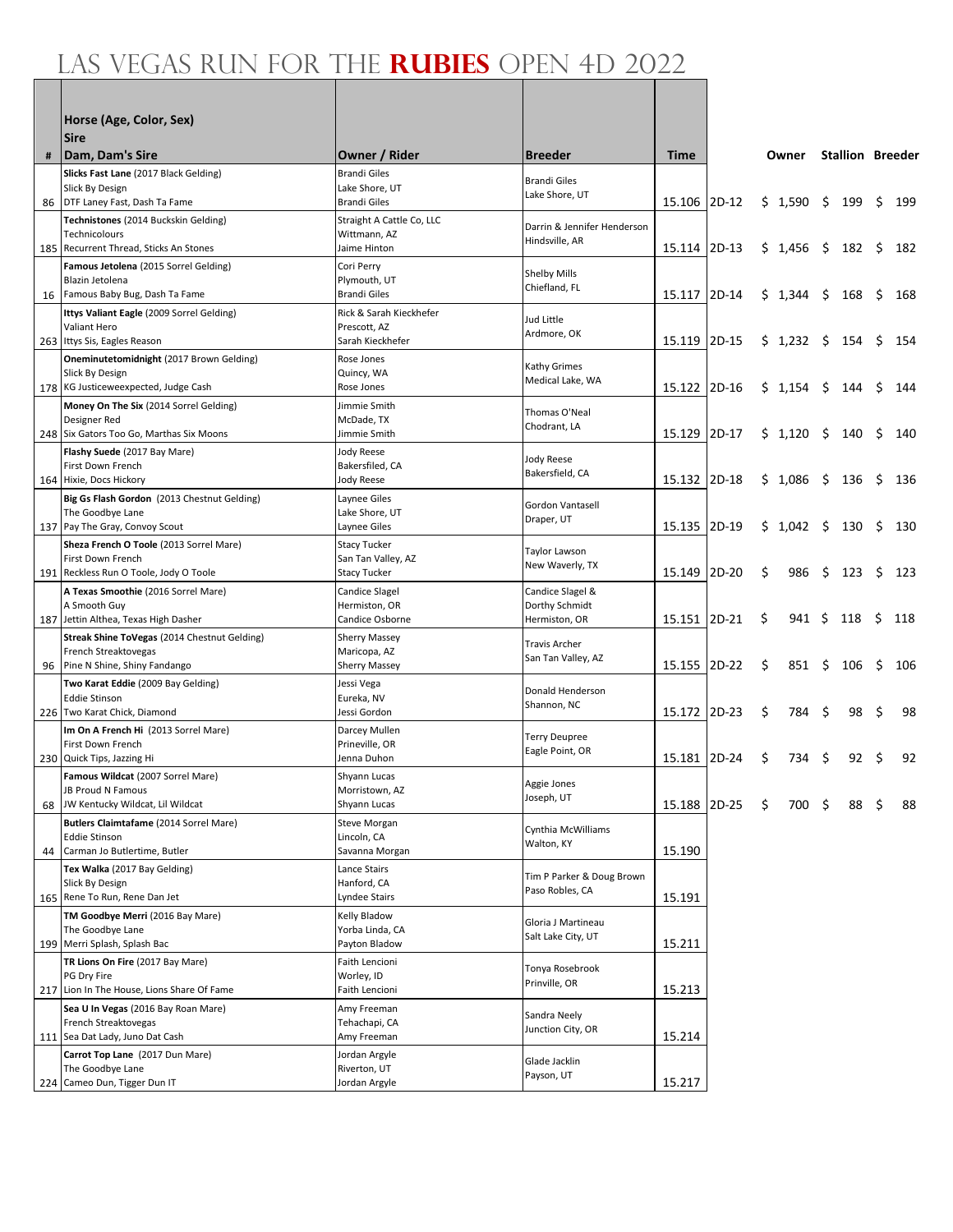# Las Vegas Run for the Rubies Open 4D 2022

| # | Horse (Age, Color, Sex)<br>Sire<br>Dam, Dam's Sire | Owner / Rider | Breeder | Time | | Owner | Stallion | Breeder |
|---|---|---|---|---|---|---|---|---|
| 86 | **Slicks Fast Lane** (2017 Black Gelding)<br>Slick By Design<br>DTF Laney Fast, Dash Ta Fame | Brandi Giles<br>Lake Shore, UT<br>Brandi Giles | Brandi Giles<br>Lake Shore, UT | 15.106 | 2D-12 | $ 1,590 | $ 199 | $ 199 |
| 185 | **Technistones** (2014 Buckskin Gelding)<br>Technicolours<br>Recurrent Thread, Sticks An Stones | Straight A Cattle Co, LLC<br>Wittmann, AZ<br>Jaime Hinton | Darrin & Jennifer Henderson<br>Hindsville, AR | 15.114 | 2D-13 | $ 1,456 | $ 182 | $ 182 |
| 16 | **Famous Jetolena** (2015 Sorrel Gelding)<br>Blazin Jetolena<br>Famous Baby Bug, Dash Ta Fame | Cori Perry<br>Plymouth, UT<br>Brandi Giles | Shelby Mills<br>Chiefland, FL | 15.117 | 2D-14 | $ 1,344 | $ 168 | $ 168 |
| 263 | **Ittys Valiant Eagle** (2009 Sorrel Gelding)<br>Valiant Hero<br>Ittys Sis, Eagles Reason | Rick & Sarah Kieckhefer<br>Prescott, AZ<br>Sarah Kieckhefer | Jud Little<br>Ardmore, OK | 15.119 | 2D-15 | $ 1,232 | $ 154 | $ 154 |
| 178 | **Oneminutetomidnight** (2017 Brown Gelding)<br>Slick By Design<br>KG Justiceweexpected, Judge Cash | Rose Jones<br>Quincy, WA<br>Rose Jones | Kathy Grimes<br>Medical Lake, WA | 15.122 | 2D-16 | $ 1,154 | $ 144 | $ 144 |
| 248 | **Money On The Six** (2014 Sorrel Gelding)<br>Designer Red<br>Six Gators Too Go, Marthas Six Moons | Jimmie Smith<br>McDade, TX<br>Jimmie Smith | Thomas O'Neal<br>Chodrant, LA | 15.129 | 2D-17 | $ 1,120 | $ 140 | $ 140 |
| 164 | **Flashy Suede** (2017 Bay Mare)<br>First Down French<br>Hixie, Docs Hickory | Jody Reese<br>Bakersfiled, CA<br>Jody Reese | Jody Reese<br>Bakersfield, CA | 15.132 | 2D-18 | $ 1,086 | $ 136 | $ 136 |
| 137 | **Big Gs Flash Gordon** (2013 Chestnut Gelding)<br>The Goodbye Lane<br>Pay The Gray, Convoy Scout | Laynee Giles<br>Lake Shore, UT<br>Laynee Giles | Gordon Vantasell<br>Draper, UT | 15.135 | 2D-19 | $ 1,042 | $ 130 | $ 130 |
| 191 | **Sheza French O Toole** (2013 Sorrel Mare)<br>First Down French<br>Reckless Run O Toole, Jody O Toole | Stacy Tucker<br>San Tan Valley, AZ<br>Stacy Tucker | Taylor Lawson<br>New Waverly, TX | 15.149 | 2D-20 | $ 986 | $ 123 | $ 123 |
| 187 | **A Texas Smoothie** (2016 Sorrel Mare)<br>A Smooth Guy<br>Jettin Althea, Texas High Dasher | Candice Slagel<br>Hermiston, OR<br>Candice Osborne | Candice Slagel &<br>Dorthy Schmidt<br>Hermiston, OR | 15.151 | 2D-21 | $ 941 | $ 118 | $ 118 |
| 96 | **Streak Shine ToVegas** (2014 Chestnut Gelding)<br>French Streaktovegas<br>Pine N Shine, Shiny Fandango | Sherry Massey<br>Maricopa, AZ<br>Sherry Massey | Travis Archer<br>San Tan Valley, AZ | 15.155 | 2D-22 | $ 851 | $ 106 | $ 106 |
| 226 | **Two Karat Eddie** (2009 Bay Gelding)<br>Eddie Stinson<br>Two Karat Chick, Diamond | Jessi Vega<br>Eureka, NV<br>Jessi Gordon | Donald Henderson<br>Shannon, NC | 15.172 | 2D-23 | $ 784 | $ 98 | $ 98 |
| 230 | **Im On A French Hi** (2013 Sorrel Mare)<br>First Down French<br>Quick Tips, Jazzing Hi | Darcey Mullen<br>Prineville, OR<br>Jenna Duhon | Terry Deupree<br>Eagle Point, OR | 15.181 | 2D-24 | $ 734 | $ 92 | $ 92 |
| 68 | **Famous Wildcat** (2007 Sorrel Mare)<br>JB Proud N Famous<br>JW Kentucky Wildcat, Lil Wildcat | Shyann Lucas<br>Morristown, AZ<br>Shyann Lucas | Aggie Jones<br>Joseph, UT | 15.188 | 2D-25 | $ 700 | $ 88 | $ 88 |
| 44 | **Butlers Claimtafame** (2014 Sorrel Mare)<br>Eddie Stinson<br>Carman Jo Butlertime, Butler | Steve Morgan<br>Lincoln, CA<br>Savanna Morgan | Cynthia McWilliams<br>Walton, KY | 15.190 | | | | |
| 165 | **Tex Walka** (2017 Bay Gelding)<br>Slick By Design<br>Rene To Run, Rene Dan Jet | Lance Stairs<br>Hanford, CA<br>Lyndee Stairs | Tim P Parker & Doug Brown<br>Paso Robles, CA | 15.191 | | | | |
| 199 | **TM Goodbye Merri** (2016 Bay Mare)<br>The Goodbye Lane<br>Merri Splash, Splash Bac | Kelly Bladow<br>Yorba Linda, CA<br>Payton Bladow | Gloria J Martineau<br>Salt Lake City, UT | 15.211 | | | | |
| 217 | **TR Lions On Fire** (2017 Bay Mare)<br>PG Dry Fire<br>Lion In The House, Lions Share Of Fame | Faith Lencioni<br>Worley, ID<br>Faith Lencioni | Tonya Rosebrook<br>Prinville, OR | 15.213 | | | | |
| 111 | **Sea U In Vegas** (2016 Bay Roan Mare)<br>French Streaktovegas<br>Sea Dat Lady, Juno Dat Cash | Amy Freeman<br>Tehachapi, CA<br>Amy Freeman | Sandra Neely<br>Junction City, OR | 15.214 | | | | |
| 224 | **Carrot Top Lane** (2017 Dun Mare)<br>The Goodbye Lane<br>Cameo Dun, Tigger Dun IT | Jordan Argyle<br>Riverton, UT<br>Jordan Argyle | Glade Jacklin<br>Payson, UT | 15.217 | | | | |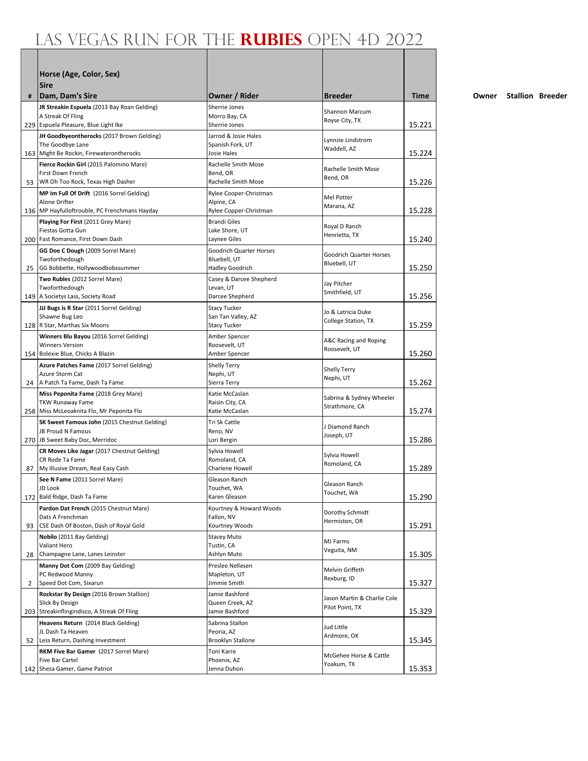# LAS VEGAS RUN FOR THE **RUBIES** OPEN 4D 2022

| # | Horse (Age, Color, Sex)<br>Sire<br>Dam, Dam's Sire | Owner / Rider | Breeder | Time | Owner | Stallion | Breeder |
|---|---|---|---|---|---|---|---|
| 229 | **JR Streakin Espuela** (2013 Bay Roan Gelding)<br>A Streak Of Fling<br>Espuela Pleasure, Blue Light Ike | Sherrie Jones<br>Morro Bay, CA<br>Sherrie Jones | Shannon Marcum<br>Royse City, TX | 15.221 | | | |
| 163 | **JH Goodbyeontherocks** (2017 Brown Gelding)<br>The Goodbye Lane<br>Might Be Rockin, Firewaterontherocks | Jarrod & Josie Hales<br>Spanish Fork, UT<br>Josie Hales | Lynnzie Lindstrom<br>Waddell, AZ | 15.224 | | | |
| 53 | **Fierce Rockin Girl** (2015 Palomino Mare)<br>First Down French<br>WR Oh Too Rock, Texas High Dasher | Rachelle Smith Mose<br>Bend, OR<br>Rachelle Smith Mose | Rachelle Smith Mose<br>Bend, OR | 15.226 | | | |
| 136 | **MP Im Full Of Drift** (2016 Sorrel Gelding)<br>Alone Drifter<br>MP Hayfulloftrouble, PC Frenchmans Hayday | Rylee Cooper-Christman<br>Alpine, CA<br>Rylee Copper-Christman | Mel Potter<br>Marana, AZ | 15.228 | | | |
| 200 | **Playing For First** (2011 Grey Mare)<br>Fiestas Gotta Gun<br>Fast Romance, First Down Dash | Brandi Giles<br>Lake Shore, UT<br>Laynee Giles | Royal D Ranch<br>Henrietta, TX | 15.240 | | | |
| 25 | **GG Doe C Dough** (2009 Sorrel Mare)<br>Twoforthedough<br>GG Bobbette, Hollywoodbobssummer | Goodrich Quarter Horses<br>Bluebell, UT<br>Hadley Goodrich | Goodrich Quarter Horses<br>Bluebell, UT | 15.250 | | | |
| 149 | **Two Rubles** (2012 Sorrel Mare)<br>Twoforthedough<br>A Societys Lass, Society Road | Casey & Darcee Shepherd<br>Levan, UT<br>Darcee Shepherd | Jay Pitcher<br>Smithfield, UT | 15.256 | | | |
| 128 | **JJJ Bugs is R Star** (2011 Sorrel Gelding)<br>Shawne Bug Leo<br>R Star, Marthas Six Moons | Stacy Tucker<br>San Tan Valley, AZ<br>Stacy Tucker | Jo & Latricia Duke<br>College Station, TX | 15.259 | | | |
| 154 | **Winners Blu Bayou** (2016 Sorrel Gelding)<br>Winners Version<br>Bolexie Blue, Chicks A Blazin | Amber Spencer<br>Roosevelt, UT<br>Amber Spencer | A&C Racing and Roping<br>Roosevelt, UT | 15.260 | | | |
| 24 | **Azure Patches Fame** (2017 Sorrel Gelding)<br>Azure Storm Cat<br>A Patch Ta Fame, Dash Ta Fame | Shelly Terry<br>Nephi, UT<br>Sierra Terry | Shelly Terry<br>Nephi, UT | 15.262 | | | |
| 258 | **Miss Peponita Fame** (2018 Grey Mare)<br>TKW Runaway Fame<br>Miss McLeoaknita Flo, Mr Peponita Flo | Katie McCaslan<br>Raisin City, CA<br>Katie McCaslan | Sabrina & Sydney Wheeler<br>Strathmore, CA | 15.274 | | | |
| 270 | **SK Sweet Famous John** (2015 Chestnut Gelding)<br>JB Proud N Famous<br>JB Sweet Baby Doc, Merridoc | Tri Sk Cattle<br>Reno, NV<br>Lori Bergin | J Diamond Ranch<br>Joseph, UT | 15.286 | | | |
| 87 | **CR Moves Like Jagar** (2017 Chestnut Gelding)<br>CR Rode Ta Fame<br>My Illusive Dream, Real Easy Cash | Sylvia Howell<br>Romoland, CA<br>Charlene Howell | Sylvia Howell<br>Romoland, CA | 15.289 | | | |
| 172 | **See N Fame** (2011 Sorrel Mare)<br>JD Look<br>Bald Ridge, Dash Ta Fame | Gleason Ranch<br>Touchet, WA<br>Karen Gleason | Gleason Ranch<br>Touchet, WA | 15.290 | | | |
| 93 | **Pardon Dat French** (2015 Chestnut Mare)<br>Dats A Frenchman<br>CSE Dash Of Boston, Dash of Royal Gold | Kourtney & Howard Woods<br>Fallon, NV<br>Kourtney Woods | Dorothy Schmidt<br>Hermiston, OR | 15.291 | | | |
| 28 | **Nobilo** (2011 Bay Gelding)<br>Valiant Hero<br>Champagne Lane, Lanes Leinster | Stacey Muto<br>Tustin, CA<br>Ashlyn Muto | MJ Farms<br>Veguita, NM | 15.305 | | | |
| 2 | **Manny Dot Com** (2009 Bay Gelding)<br>PC Redwood Manny<br>Speed Dot Com, Sixarun | Preslee Nellesen<br>Mapleton, UT<br>Jimmie Smith | Melvin Griffeth<br>Rexburg, ID | 15.327 | | | |
| 203 | **Rockstar By Design** (2016 Brown Stallion)<br>Slick By Design<br>Streakinflingindisco, A Streak Of Fling | Jamie Bashford<br>Queen Creek, AZ<br>Jamie Bashford | Jason Martin & Charlie Cole<br>Pilot Point, TX | 15.329 | | | |
| 52 | **Heavens Return** (2014 Black Gelding)<br>JL Dash Ta Heaven<br>Less Return, Dashing Investment | Sabrina Stallon<br>Peoria, AZ<br>Brooklyn Stallone | Jud Little<br>Ardmore, OK | 15.345 | | | |
| 142 | **RKM Five Bar Gamer** (2017 Sorrel Mare)<br>Five Bar Cartel<br>Sheza Gamer, Game Patriot | Toni Karre<br>Phoenix, AZ<br>Jenna Duhon | McGehee Horse & Cattle<br>Yoakum, TX | 15.353 | | | |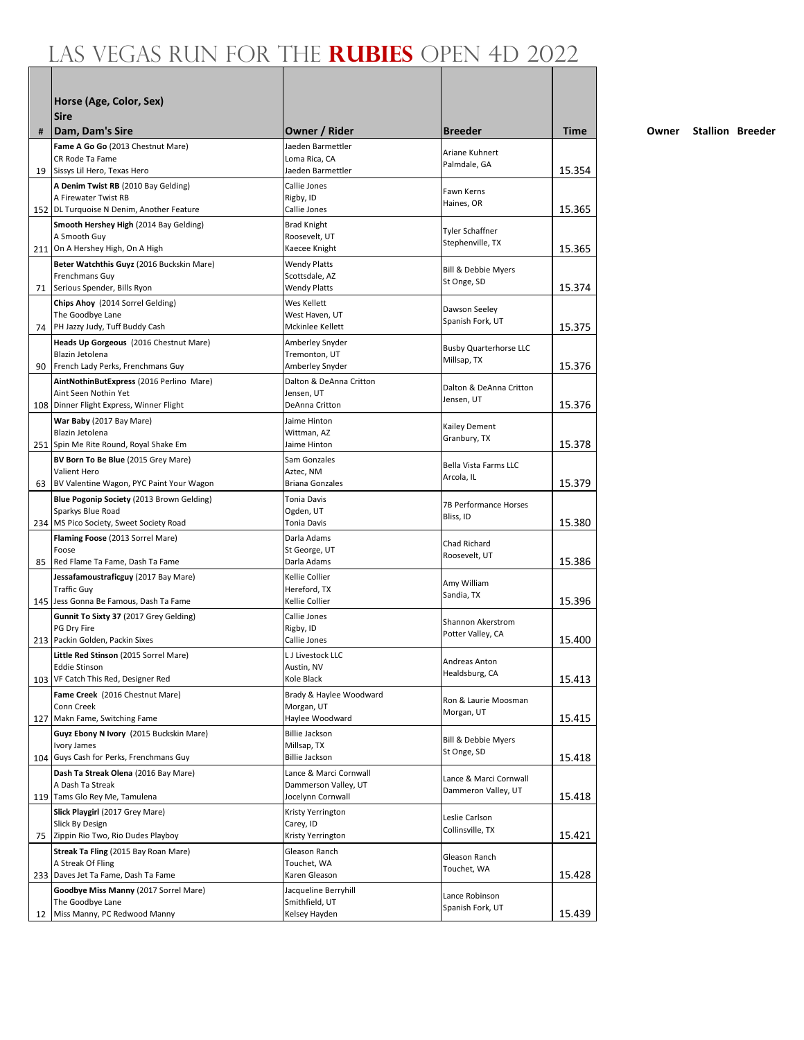# Las Vegas Run for the **Rubies** Open 4D 2022

| # | Horse (Age, Color, Sex)<br>Sire<br>Dam, Dam's Sire | Owner / Rider | Breeder | Time | Owner | Stallion | Breeder |
|---|---|---|---|---|---|---|---|
| 19 | **Fame A Go Go** (2013 Chestnut Mare)<br>CR Rode Ta Fame<br>Sissys Lil Hero, Texas Hero | Jaeden Barmettler<br>Loma Rica, CA<br>Jaeden Barmettler | Ariane Kuhnert<br>Palmdale, GA | 15.354 | | | |
| 152 | **A Denim Twist RB** (2010 Bay Gelding)<br>A Firewater Twist RB<br>DL Turquoise N Denim, Another Feature | Callie Jones<br>Rigby, ID<br>Callie Jones | Fawn Kerns<br>Haines, OR | 15.365 | | | |
| 211 | **Smooth Hershey High** (2014 Bay Gelding)<br>A Smooth Guy<br>On A Hershey High, On A High | Brad Knight<br>Roosevelt, UT<br>Kaecee Knight | Tyler Schaffner<br>Stephenville, TX | 15.365 | | | |
| 71 | **Beter Watchthis Guyz** (2016 Buckskin Mare)<br>Frenchmans Guy<br>Serious Spender, Bills Ryon | Wendy Platts<br>Scottsdale, AZ<br>Wendy Platts | Bill & Debbie Myers<br>St Onge, SD | 15.374 | | | |
| 74 | **Chips Ahoy** (2014 Sorrel Gelding)<br>The Goodbye Lane<br>PH Jazzy Judy, Tuff Buddy Cash | Wes Kellett<br>West Haven, UT<br>Mckinlee Kellett | Dawson Seeley<br>Spanish Fork, UT | 15.375 | | | |
| 90 | **Heads Up Gorgeous** (2016 Chestnut Mare)<br>Blazin Jetolena<br>French Lady Perks, Frenchmans Guy | Amberley Snyder<br>Tremonton, UT<br>Amberley Snyder | Busby Quarterhorse LLC<br>Millsap, TX | 15.376 | | | |
| 108 | **AintNothinButExpress** (2016 Perlino Mare)<br>Aint Seen Nothin Yet<br>Dinner Flight Express, Winner Flight | Dalton & DeAnna Critton<br>Jensen, UT<br>DeAnna Critton | Dalton & DeAnna Critton<br>Jensen, UT | 15.376 | | | |
| 251 | **War Baby** (2017 Bay Mare)<br>Blazin Jetolena<br>Spin Me Rite Round, Royal Shake Em | Jaime Hinton<br>Wittman, AZ<br>Jaime Hinton | Kailey Dement<br>Granbury, TX | 15.378 | | | |
| 63 | **BV Born To Be Blue** (2015 Grey Mare)<br>Valient Hero<br>BV Valentine Wagon, PYC Paint Your Wagon | Sam Gonzales<br>Aztec, NM<br>Briana Gonzales | Bella Vista Farms LLC<br>Arcola, IL | 15.379 | | | |
| 234 | **Blue Pogonip Society** (2013 Brown Gelding)<br>Sparkys Blue Road<br>MS Pico Society, Sweet Society Road | Tonia Davis<br>Ogden, UT<br>Tonia Davis | 7B Performance Horses<br>Bliss, ID | 15.380 | | | |
| 85 | **Flaming Foose** (2013 Sorrel Mare)<br>Foose<br>Red Flame Ta Fame, Dash Ta Fame | Darla Adams<br>St George, UT<br>Darla Adams | Chad Richard<br>Roosevelt, UT | 15.386 | | | |
| 145 | **Jessafamoustraficguy** (2017 Bay Mare)<br>Traffic Guy<br>Jess Gonna Be Famous, Dash Ta Fame | Kellie Collier<br>Hereford, TX<br>Kellie Collier | Amy William<br>Sandia, TX | 15.396 | | | |
| 213 | **Gunnit To Sixty 37** (2017 Grey Gelding)<br>PG Dry Fire<br>Packin Golden, Packin Sixes | Callie Jones<br>Rigby, ID<br>Callie Jones | Shannon Akerstrom<br>Potter Valley, CA | 15.400 | | | |
| 103 | **Little Red Stinson** (2015 Sorrel Mare)<br>Eddie Stinson<br>VF Catch This Red, Designer Red | L J Livestock LLC<br>Austin, NV<br>Kole Black | Andreas Anton<br>Healdsburg, CA | 15.413 | | | |
| 127 | **Fame Creek** (2016 Chestnut Mare)<br>Conn Creek<br>Makn Fame, Switching Fame | Brady & Haylee Woodward<br>Morgan, UT<br>Haylee Woodward | Ron & Laurie Moosman<br>Morgan, UT | 15.415 | | | |
| 104 | **Guyz Ebony N Ivory** (2015 Buckskin Mare)<br>Ivory James<br>Guys Cash for Perks, Frenchmans Guy | Billie Jackson<br>Millsap, TX<br>Billie Jackson | Bill & Debbie Myers<br>St Onge, SD | 15.418 | | | |
| 119 | **Dash Ta Streak Olena** (2016 Bay Mare)<br>A Dash Ta Streak<br>Tams Glo Rey Me, Tamulena | Lance & Marci Cornwall<br>Dammerson Valley, UT<br>Jocelynn Cornwall | Lance & Marci Cornwall<br>Dammeron Valley, UT | 15.418 | | | |
| 75 | **Slick Playgirl** (2017 Grey Mare)<br>Slick By Design<br>Zippin Rio Two, Rio Dudes Playboy | Kristy Yerrington<br>Carey, ID<br>Kristy Yerrington | Leslie Carlson<br>Collinsville, TX | 15.421 | | | |
| 233 | **Streak Ta Fling** (2015 Bay Roan Mare)<br>A Streak Of Fling<br>Daves Jet Ta Fame, Dash Ta Fame | Gleason Ranch<br>Touchet, WA<br>Karen Gleason | Gleason Ranch<br>Touchet, WA | 15.428 | | | |
| 12 | **Goodbye Miss Manny** (2017 Sorrel Mare)<br>The Goodbye Lane<br>Miss Manny, PC Redwood Manny | Jacqueline Berryhill<br>Smithfield, UT<br>Kelsey Hayden | Lance Robinson<br>Spanish Fork, UT | 15.439 | | | |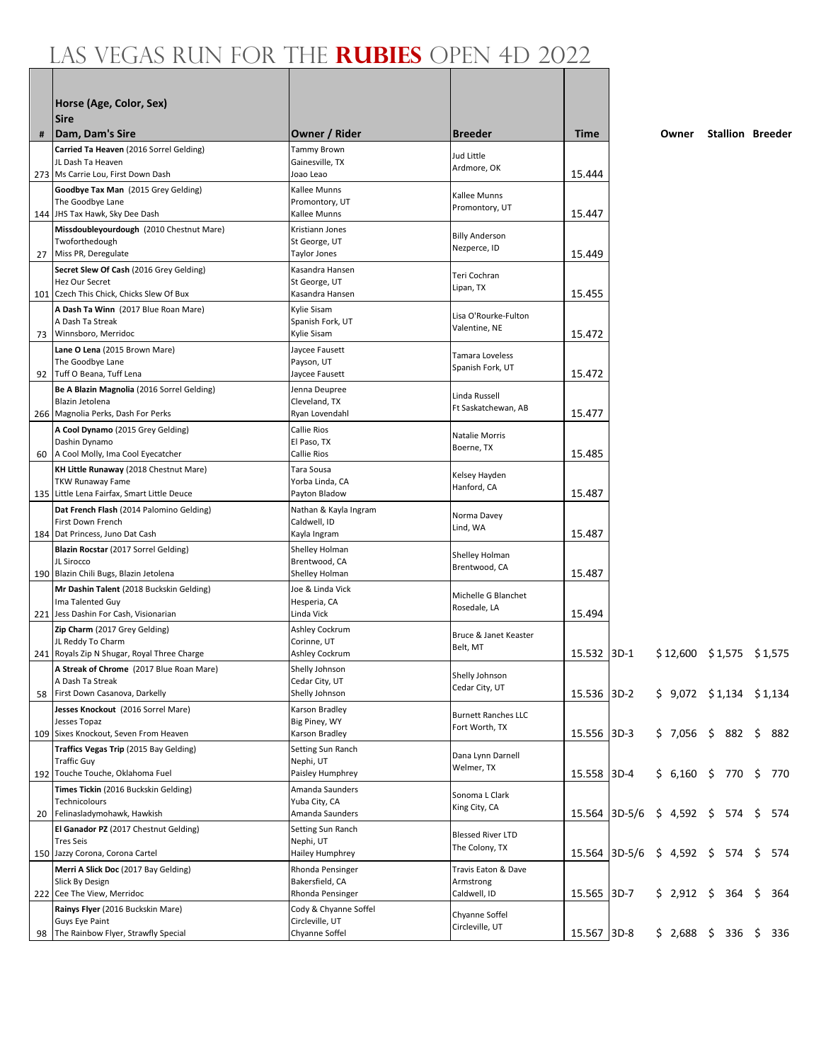# LAS VEGAS RUN FOR THE **RUBIES** OPEN 4D 2022

| # | Horse (Age, Color, Sex)<br>Sire<br>Dam, Dam's Sire | Owner / Rider | Breeder | Time | | Owner | Stallion | Breeder |
|---|---|---|---|---|---|---|---|---|
| 273 | **Carried Ta Heaven** (2016 Sorrel Gelding)<br>JL Dash Ta Heaven<br>Ms Carrie Lou, First Down Dash | Tammy Brown<br>Gainesville, TX<br>Joao Leao | Jud Little<br>Ardmore, OK | 15.444 | | | | |
| 144 | **Goodbye Tax Man** (2015 Grey Gelding)<br>The Goodbye Lane<br>JHS Tax Hawk, Sky Dee Dash | Kallee Munns<br>Promontory, UT<br>Kallee Munns | Kallee Munns<br>Promontory, UT | 15.447 | | | | |
| 27 | **Missdoubleyourdough** (2010 Chestnut Mare)<br>Twoforthedough<br>Miss PR, Deregulate | Kristiann Jones<br>St George, UT<br>Taylor Jones | Billy Anderson<br>Nezperce, ID | 15.449 | | | | |
| 101 | **Secret Slew Of Cash** (2016 Grey Gelding)<br>Hez Our Secret<br>Czech This Chick, Chicks Slew Of Bux | Kasandra Hansen<br>St George, UT<br>Kasandra Hansen | Teri Cochran<br>Lipan, TX | 15.455 | | | | |
| 73 | **A Dash Ta Winn** (2017 Blue Roan Mare)<br>A Dash Ta Streak<br>Winnsboro, Merridoc | Kylie Sisam<br>Spanish Fork, UT<br>Kylie Sisam | Lisa O'Rourke-Fulton<br>Valentine, NE | 15.472 | | | | |
| 92 | **Lane O Lena** (2015 Brown Mare)<br>The Goodbye Lane<br>Tuff O Beana, Tuff Lena | Jaycee Fausett<br>Payson, UT<br>Jaycee Fausett | Tamara Loveless<br>Spanish Fork, UT | 15.472 | | | | |
| 266 | **Be A Blazin Magnolia** (2016 Sorrel Gelding)<br>Blazin Jetolena<br>Magnolia Perks, Dash For Perks | Jenna Deupree<br>Cleveland, TX<br>Ryan Lovendahl | Linda Russell<br>Ft Saskatchewan, AB | 15.477 | | | | |
| 60 | **A Cool Dynamo** (2015 Grey Gelding)<br>Dashin Dynamo<br>A Cool Molly, Ima Cool Eyecatcher | Callie Rios<br>El Paso, TX<br>Callie Rios | Natalie Morris<br>Boerne, TX | 15.485 | | | | |
| 135 | **KH Little Runaway** (2018 Chestnut Mare)<br>TKW Runaway Fame<br>Little Lena Fairfax, Smart Little Deuce | Tara Sousa<br>Yorba Linda, CA<br>Payton Bladow | Kelsey Hayden<br>Hanford, CA | 15.487 | | | | |
| 184 | **Dat French Flash** (2014 Palomino Gelding)<br>First Down French<br>Dat Princess, Juno Dat Cash | Nathan & Kayla Ingram<br>Caldwell, ID<br>Kayla Ingram | Norma Davey<br>Lind, WA | 15.487 | | | | |
| 190 | **Blazin Rocstar** (2017 Sorrel Gelding)<br>JL Sirocco<br>Blazin Chili Bugs, Blazin Jetolena | Shelley Holman<br>Brentwood, CA<br>Shelley Holman | Shelley Holman<br>Brentwood, CA | 15.487 | | | | |
| 221 | **Mr Dashin Talent** (2018 Buckskin Gelding)<br>Ima Talented Guy<br>Jess Dashin For Cash, Visionarian | Joe & Linda Vick<br>Hesperia, CA<br>Linda Vick | Michelle G Blanchet<br>Rosedale, LA | 15.494 | | | | |
| 241 | **Zip Charm** (2017 Grey Gelding)<br>JL Reddy To Charm<br>Royals Zip N Shugar, Royal Three Charge | Ashley Cockrum<br>Corinne, UT<br>Ashley Cockrum | Bruce & Janet Keaster<br>Belt, MT | 15.532 | 3D-1 | $ 12,600 | $ 1,575 | $ 1,575 |
| 58 | **A Streak of Chrome** (2017 Blue Roan Mare)<br>A Dash Ta Streak<br>First Down Casanova, Darkelly | Shelly Johnson<br>Cedar City, UT<br>Shelly Johnson | Shelly Johnson<br>Cedar City, UT | 15.536 | 3D-2 | $ 9,072 | $ 1,134 | $ 1,134 |
| 109 | **Jesses Knockout** (2016 Sorrel Mare)<br>Jesses Topaz<br>Sixes Knockout, Seven From Heaven | Karson Bradley<br>Big Piney, WY<br>Karson Bradley | Burnett Ranches LLC<br>Fort Worth, TX | 15.556 | 3D-3 | $ 7,056 | $ 882 | $ 882 |
| 192 | **Traffics Vegas Trip** (2015 Bay Gelding)<br>Traffic Guy<br>Touche Touche, Oklahoma Fuel | Setting Sun Ranch<br>Nephi, UT<br>Paisley Humphrey | Dana Lynn Darnell<br>Welmer, TX | 15.558 | 3D-4 | $ 6,160 | $ 770 | $ 770 |
| 20 | **Times Tickin** (2016 Buckskin Gelding)<br>Technicolours<br>Felinasladymohawk, Hawkish | Amanda Saunders<br>Yuba City, CA<br>Amanda Saunders | Sonoma L Clark<br>King City, CA | 15.564 | 3D-5/6 | $ 4,592 | $ 574 | $ 574 |
| 150 | **El Ganador PZ** (2017 Chestnut Gelding)<br>Tres Seis<br>Jazzy Corona, Corona Cartel | Setting Sun Ranch<br>Nephi, UT<br>Hailey Humphrey | Blessed River LTD<br>The Colony, TX | 15.564 | 3D-5/6 | $ 4,592 | $ 574 | $ 574 |
| 222 | **Merri A Slick Doc** (2017 Bay Gelding)<br>Slick By Design<br>Cee The View, Merridoc | Rhonda Pensinger<br>Bakersfield, CA<br>Rhonda Pensinger | Travis Eaton & Dave Armstrong<br>Caldwell, ID | 15.565 | 3D-7 | $ 2,912 | $ 364 | $ 364 |
| 98 | **Rainys Flyer** (2016 Buckskin Mare)<br>Guys Eye Paint<br>The Rainbow Flyer, Strawfly Special | Cody & Chyanne Soffel<br>Circleville, UT<br>Chyanne Soffel | Chyanne Soffel<br>Circleville, UT | 15.567 | 3D-8 | $ 2,688 | $ 336 | $ 336 |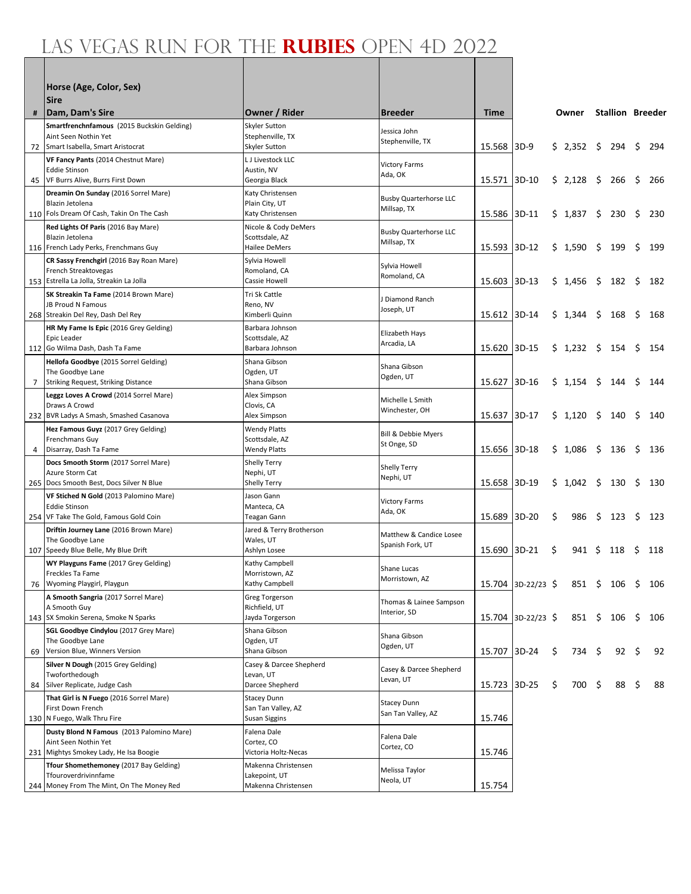# LAS VEGAS RUN FOR THE **RUBIES** OPEN 4D 2022

| # | Horse (Age, Color, Sex)<br>Sire<br>Dam, Dam's Sire | Owner / Rider | Breeder | Time | | Owner | Stallion | Breeder |
|---|---|---|---|---|---|---|---|---|
| 72 | **Smartfrenchnfamous** (2015 Buckskin Gelding)<br>Aint Seen Nothin Yet<br>Smart Isabella, Smart Aristocrat | Skyler Sutton<br>Stephenville, TX<br>Skyler Sutton | Jessica John<br>Stephenville, TX | 15.568 | 3D-9 | $ 2,352 | $ 294 | $ 294 |
| 45 | **VF Fancy Pants** (2014 Chestnut Mare)<br>Eddie Stinson<br>VF Burrs Alive, Burrs First Down | L J Livestock LLC<br>Austin, NV<br>Georgia Black | Victory Farms<br>Ada, OK | 15.571 | 3D-10 | $ 2,128 | $ 266 | $ 266 |
| 110 | **Dreamin On Sunday** (2016 Sorrel Mare)<br>Blazin Jetolena<br>Fols Dream Of Cash, Takin On The Cash | Katy Christensen<br>Plain City, UT<br>Katy Christensen | Busby Quarterhorse LLC<br>Millsap, TX | 15.586 | 3D-11 | $ 1,837 | $ 230 | $ 230 |
| 116 | **Red Lights Of Paris** (2016 Bay Mare)<br>Blazin Jetolena<br>French Lady Perks, Frenchmans Guy | Nicole & Cody DeMers<br>Scottsdale, AZ<br>Hailee DeMers | Busby Quarterhorse LLC<br>Millsap, TX | 15.593 | 3D-12 | $ 1,590 | $ 199 | $ 199 |
| 153 | **CR Sassy Frenchgirl** (2016 Bay Roan Mare)<br>French Streaktovegas<br>Estrella La Jolla, Streakin La Jolla | Sylvia Howell<br>Romoland, CA<br>Cassie Howell | Sylvia Howell<br>Romoland, CA | 15.603 | 3D-13 | $ 1,456 | $ 182 | $ 182 |
| 268 | **SK Streakin Ta Fame** (2014 Brown Mare)<br>JB Proud N Famous<br>Streakin Del Rey, Dash Del Rey | Tri Sk Cattle<br>Reno, NV<br>Kimberli Quinn | J Diamond Ranch<br>Joseph, UT | 15.612 | 3D-14 | $ 1,344 | $ 168 | $ 168 |
| 112 | **HR My Fame Is Epic** (2016 Grey Gelding)<br>Epic Leader<br>Go Wilma Dash, Dash Ta Fame | Barbara Johnson<br>Scottsdale, AZ<br>Barbara Johnson | Elizabeth Hays<br>Arcadia, LA | 15.620 | 3D-15 | $ 1,232 | $ 154 | $ 154 |
| 7 | **Hellofa Goodbye** (2015 Sorrel Gelding)<br>The Goodbye Lane<br>Striking Request, Striking Distance | Shana Gibson<br>Ogden, UT<br>Shana Gibson | Shana Gibson<br>Ogden, UT | 15.627 | 3D-16 | $ 1,154 | $ 144 | $ 144 |
| 232 | **Leggz Loves A Crowd** (2014 Sorrel Mare)<br>Draws A Crowd<br>BVR Ladys A Smash, Smashed Casanova | Alex Simpson<br>Clovis, CA<br>Alex Simpson | Michelle L Smith<br>Winchester, OH | 15.637 | 3D-17 | $ 1,120 | $ 140 | $ 140 |
| 4 | **Hez Famous Guyz** (2017 Grey Gelding)<br>Frenchmans Guy<br>Disarray, Dash Ta Fame | Wendy Platts<br>Scottsdale, AZ<br>Wendy Platts | Bill & Debbie Myers<br>St Onge, SD | 15.656 | 3D-18 | $ 1,086 | $ 136 | $ 136 |
| 265 | **Docs Smooth Storm** (2017 Sorrel Mare)<br>Azure Storm Cat<br>Docs Smooth Best, Docs Silver N Blue | Shelly Terry<br>Nephi, UT<br>Shelly Terry | Shelly Terry<br>Nephi, UT | 15.658 | 3D-19 | $ 1,042 | $ 130 | $ 130 |
| 254 | **VF Stiched N Gold** (2013 Palomino Mare)<br>Eddie Stinson<br>VF Take The Gold, Famous Gold Coin | Jason Gann<br>Manteca, CA<br>Teagan Gann | Victory Farms<br>Ada, OK | 15.689 | 3D-20 | $ 986 | $ 123 | $ 123 |
| 107 | **Driftin Journey Lane** (2016 Brown Mare)<br>The Goodbye Lane<br>Speedy Blue Belle, My Blue Drift | Jared & Terry Brotherson<br>Wales, UT<br>Ashlyn Losee | Matthew & Candice Losee<br>Spanish Fork, UT | 15.690 | 3D-21 | $ 941 | $ 118 | $ 118 |
| 76 | **WY Playguns Fame** (2017 Grey Gelding)<br>Freckles Ta Fame<br>Wyoming Playgirl, Playgun | Kathy Campbell<br>Morristown, AZ<br>Kathy Campbell | Shane Lucas<br>Morristown, AZ | 15.704 | 3D-22/23 | $ 851 | $ 106 | $ 106 |
| 143 | **A Smooth Sangria** (2017 Sorrel Mare)<br>A Smooth Guy<br>SX Smokin Serena, Smoke N Sparks | Greg Torgerson<br>Richfield, UT<br>Jayda Torgerson | Thomas & Lainee Sampson<br>Interior, SD | 15.704 | 3D-22/23 | $ 851 | $ 106 | $ 106 |
| 69 | **SGL Goodbye Cindylou** (2017 Grey Mare)<br>The Goodbye Lane<br>Version Blue, Winners Version | Shana Gibson<br>Ogden, UT<br>Shana Gibson | Shana Gibson<br>Ogden, UT | 15.707 | 3D-24 | $ 734 | $ 92 | $ 92 |
| 84 | **Silver N Dough** (2015 Grey Gelding)<br>Twoforthedough<br>Silver Replicate, Judge Cash | Casey & Darcee Shepherd<br>Levan, UT<br>Darcee Shepherd | Casey & Darcee Shepherd<br>Levan, UT | 15.723 | 3D-25 | $ 700 | $ 88 | $ 88 |
| 130 | **That Girl is N Fuego** (2016 Sorrel Mare)<br>First Down French<br>N Fuego, Walk Thru Fire | Stacey Dunn<br>San Tan Valley, AZ<br>Susan Siggins | Stacey Dunn<br>San Tan Valley, AZ | 15.746 | | | | |
| 231 | **Dusty Blond N Famous** (2013 Palomino Mare)<br>Aint Seen Nothin Yet<br>Mightys Smokey Lady, He Isa Boogie | Falena Dale<br>Cortez, CO<br>Victoria Holtz-Necas | Falena Dale<br>Cortez, CO | 15.746 | | | | |
| 244 | **Tfour Shomethemoney** (2017 Bay Gelding)<br>Tfouroverdrivinnfame<br>Money From The Mint, On The Money Red | Makenna Christensen<br>Lakepoint, UT<br>Makenna Christensen | Melissa Taylor<br>Neola, UT | 15.754 | | | | |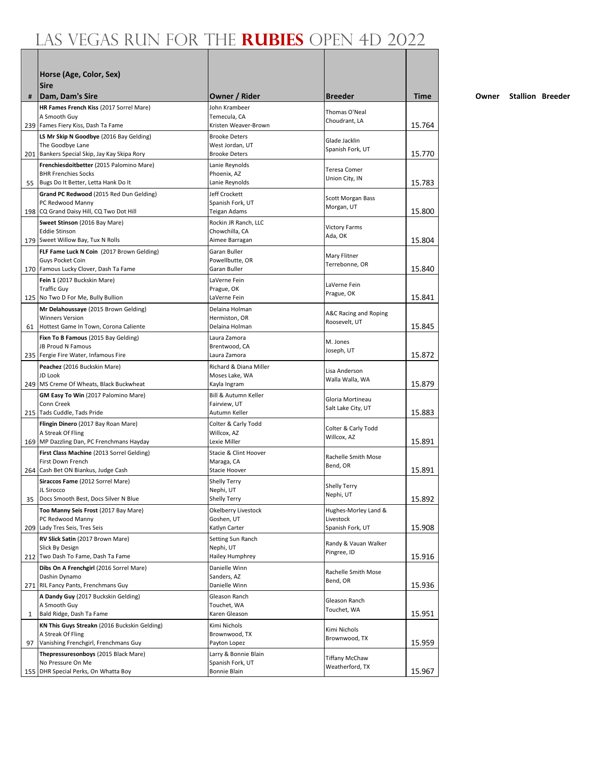# Las Vegas Run for the Rubies Open 4D 2022

| # | Horse (Age, Color, Sex)<br>Sire<br>Dam, Dam's Sire | Owner / Rider | Breeder | Time |
|---|---|---|---|---|
| 239 | **HR Fames French Kiss** (2017 Sorrel Mare)<br>A Smooth Guy<br>Fames Fiery Kiss, Dash Ta Fame | John Krambeer<br>Temecula, CA<br>Kristen Weaver-Brown | Thomas O'Neal<br>Choudrant, LA | 15.764 |
| 201 | **LS Mr Skip N Goodbye** (2016 Bay Gelding)<br>The Goodbye Lane<br>Bankers Special Skip, Jay Kay Skipa Rory | Brooke Deters<br>West Jordan, UT<br>Brooke Deters | Glade Jacklin<br>Spanish Fork, UT | 15.770 |
| 55 | **Frenchiesdoitbetter** (2015 Palomino Mare)<br>BHR Frenchies Socks<br>Bugs Do It Better, Letta Hank Do It | Lanie Reynolds<br>Phoenix, AZ<br>Lanie Reynolds | Teresa Comer<br>Union City, IN | 15.783 |
| 198 | **Grand PC Redwood** (2015 Red Dun Gelding)<br>PC Redwood Manny<br>CQ Grand Daisy Hill, CQ Two Dot Hill | Jeff Crockett<br>Spanish Fork, UT<br>Teigan Adams | Scott Morgan Bass<br>Morgan, UT | 15.800 |
| 179 | **Sweet Stinson** (2016 Bay Mare)<br>Eddie Stinson<br>Sweet Willow Bay, Tux N Rolls | Rockin JR Ranch, LLC<br>Chowchilla, CA<br>Aimee Barragan | Victory Farms<br>Ada, OK | 15.804 |
| 170 | **FLF Fame Luck N Coin** (2017 Brown Gelding)<br>Guys Pocket Coin<br>Famous Lucky Clover, Dash Ta Fame | Garan Buller<br>Powellbutte, OR<br>Garan Buller | Mary Flitner<br>Terrebonne, OR | 15.840 |
| 125 | **Fein 1** (2017 Buckskin Mare)<br>Traffic Guy<br>No Two D For Me, Bully Bullion | LaVerne Fein<br>Prague, OK<br>LaVerne Fein | LaVerne Fein<br>Prague, OK | 15.841 |
| 61 | **Mr Delahoussaye** (2015 Brown Gelding)<br>Winners Version<br>Hottest Game In Town, Corona Caliente | Delaina Holman<br>Hermiston, OR<br>Delaina Holman | A&C Racing and Roping<br>Roosevelt, UT | 15.845 |
| 235 | **Fixn To B Famous** (2015 Bay Gelding)<br>JB Proud N Famous<br>Fergie Fire Water, Infamous Fire | Laura Zamora<br>Brentwood, CA<br>Laura Zamora | M. Jones<br>Joseph, UT | 15.872 |
| 249 | **Peachez** (2016 Buckskin Mare)<br>JD Look<br>MS Creme Of Wheats, Black Buckwheat | Richard & Diana Miller<br>Moses Lake, WA<br>Kayla Ingram | Lisa Anderson<br>Walla Walla, WA | 15.879 |
| 215 | **GM Easy To Win** (2017 Palomino Mare)<br>Conn Creek<br>Tads Cuddle, Tads Pride | Bill & Autumn Keller<br>Fairview, UT<br>Autumn Keller | Gloria Mortineau<br>Salt Lake City, UT | 15.883 |
| 169 | **Flingin Dinero** (2017 Bay Roan Mare)<br>A Streak Of Fling<br>MP Dazzling Dan, PC Frenchmans Hayday | Colter & Carly Todd<br>Willcox, AZ<br>Lexie Miller | Colter & Carly Todd<br>Willcox, AZ | 15.891 |
| 264 | **First Class Machine** (2013 Sorrel Gelding)<br>First Down French<br>Cash Bet ON Biankus, Judge Cash | Stacie & Clint Hoover<br>Maraga, CA<br>Stacie Hoover | Rachelle Smith Mose<br>Bend, OR | 15.891 |
| 35 | **Siraccos Fame** (2012 Sorrel Mare)<br>JL Sirocco<br>Docs Smooth Best, Docs Silver N Blue | Shelly Terry<br>Nephi, UT<br>Shelly Terry | Shelly Terry<br>Nephi, UT | 15.892 |
| 209 | **Too Manny Seis Frost** (2017 Bay Mare)<br>PC Redwood Manny<br>Lady Tres Seis, Tres Seis | Okelberry Livestock<br>Goshen, UT<br>Katlyn Carter | Hughes-Morley Land & Livestock<br>Spanish Fork, UT | 15.908 |
| 212 | **RV Slick Satin** (2017 Brown Mare)<br>Slick By Design<br>Two Dash To Fame, Dash Ta Fame | Setting Sun Ranch<br>Nephi, UT<br>Hailey Humphrey | Randy & Vauan Walker<br>Pingree, ID | 15.916 |
| 271 | **Dibs On A Frenchgirl** (2016 Sorrel Mare)<br>Dashin Dynamo<br>RIL Fancy Pants, Frenchmans Guy | Danielle Winn<br>Sanders, AZ<br>Danielle Winn | Rachelle Smith Mose<br>Bend, OR | 15.936 |
| 1 | **A Dandy Guy** (2017 Buckskin Gelding)<br>A Smooth Guy<br>Bald Ridge, Dash Ta Fame | Gleason Ranch<br>Touchet, WA<br>Karen Gleason | Gleason Ranch<br>Touchet, WA | 15.951 |
| 97 | **KN This Guys Streakn** (2016 Buckskin Gelding)<br>A Streak Of Fling<br>Vanishing Frenchgirl, Frenchmans Guy | Kimi Nichols<br>Brownwood, TX<br>Payton Lopez | Kimi Nichols<br>Brownwood, TX | 15.959 |
| 155 | **Thepressuresonboys** (2015 Black Mare)<br>No Pressure On Me<br>DHR Special Perks, On Whatta Boy | Larry & Bonnie Blain<br>Spanish Fork, UT<br>Bonnie Blain | Tiffany McChaw<br>Weatherford, TX | 15.967 |

**Owner** **Stallion** **Breeder**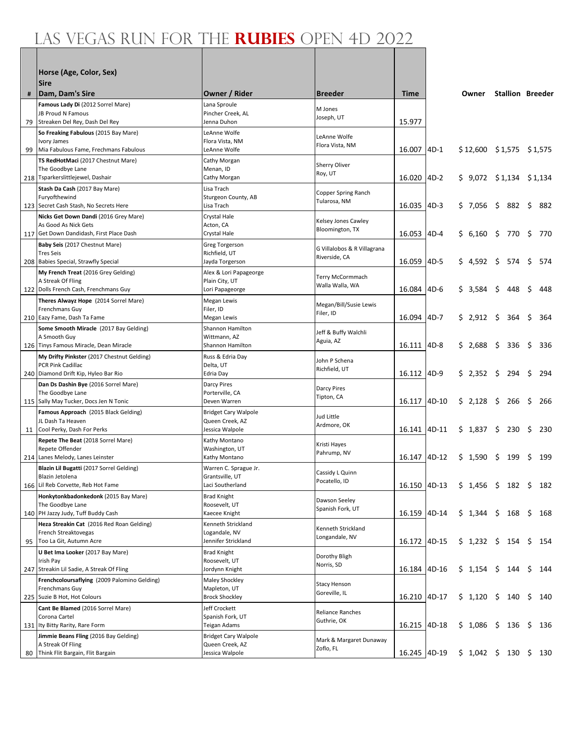# LAS VEGAS RUN FOR THE **RUBIES** OPEN 4D 2022

| # | Horse (Age, Color, Sex)<br>Sire<br>Dam, Dam's Sire | Owner / Rider | Breeder | Time | | Owner | Stallion | Breeder |
|---|---|---|---|---|---|---|---|---|
| 79 | **Famous Lady Di** (2012 Sorrel Mare)<br>JB Proud N Famous<br>Streaken Del Rey, Dash Del Rey | Lana Sproule<br>Pincher Creek, AL<br>Jenna Duhon | M Jones<br>Joseph, UT | 15.977 | | | | |
| 99 | **So Freaking Fabulous** (2015 Bay Mare)<br>Ivory James<br>Mia Fabulous Fame, Frechmans Fabulous | LeAnne Wolfe<br>Flora Vista, NM<br>LeAnne Wolfe | LeAnne Wolfe<br>Flora Vista, NM | 16.007 | 4D-1 | $ 12,600 | $ 1,575 | $ 1,575 |
| 218 | **TS RedHotMaci** (2017 Chestnut Mare)<br>The Goodbye Lane<br>Tsparkerslittlejewel, Dashair | Cathy Morgan<br>Menan, ID<br>Cathy Morgan | Sherry Oliver<br>Roy, UT | 16.020 | 4D-2 | $ 9,072 | $ 1,134 | $ 1,134 |
| 123 | **Stash Da Cash** (2017 Bay Mare)<br>Furyofthewind<br>Secret Cash Stash, No Secrets Here | Lisa Trach<br>Sturgeon County, AB<br>Lisa Trach | Copper Spring Ranch<br>Tularosa, NM | 16.035 | 4D-3 | $ 7,056 | $ 882 | $ 882 |
| 117 | **Nicks Get Down Dandi** (2016 Grey Mare)<br>As Good As Nick Gets<br>Get Down Dandidash, First Place Dash | Crystal Hale<br>Acton, CA<br>Crystal Hale | Kelsey Jones Cawley<br>Bloomington, TX | 16.053 | 4D-4 | $ 6,160 | $ 770 | $ 770 |
| 208 | **Baby Seis** (2017 Chestnut Mare)<br>Tres Seis<br>Babies Special, Strawfly Special | Greg Torgerson<br>Richfield, UT<br>Jayda Torgerson | G Villalobos & R Villagrana<br>Riverside, CA | 16.059 | 4D-5 | $ 4,592 | $ 574 | $ 574 |
| 122 | **My French Treat** (2016 Grey Gelding)<br>A Streak Of Fling<br>Dolls French Cash, Frenchmans Guy | Alex & Lori Papageorge<br>Plain City, UT<br>Lori Papageorge | Terry McCormmach<br>Walla Walla, WA | 16.084 | 4D-6 | $ 3,584 | $ 448 | $ 448 |
| 210 | **Theres Alwayz Hope** (2014 Sorrel Mare)<br>Frenchmans Guy<br>Eazy Fame, Dash Ta Fame | Megan Lewis<br>Filer, ID<br>Megan Lewis | Megan/Bill/Susie Lewis<br>Filer, ID | 16.094 | 4D-7 | $ 2,912 | $ 364 | $ 364 |
| 126 | **Some Smooth Miracle** (2017 Bay Gelding)<br>A Smooth Guy<br>Tinys Famous Miracle, Dean Miracle | Shannon Hamilton<br>Wittmann, AZ<br>Shannon Hamilton | Jeff & Buffy Walchli<br>Aguia, AZ | 16.111 | 4D-8 | $ 2,688 | $ 336 | $ 336 |
| 240 | **My Drifty Pinkster** (2017 Chestnut Gelding)<br>PCR Pink Cadillac<br>Diamond Drift Kip, Hyleo Bar Rio | Russ & Edria Day<br>Delta, UT<br>Edria Day | John P Schena<br>Richfield, UT | 16.112 | 4D-9 | $ 2,352 | $ 294 | $ 294 |
| 115 | **Dan Ds Dashin Bye** (2016 Sorrel Mare)<br>The Goodbye Lane<br>Sally May Tucker, Docs Jen N Tonic | Darcy Pires<br>Porterville, CA<br>Deven Warren | Darcy Pires<br>Tipton, CA | 16.117 | 4D-10 | $ 2,128 | $ 266 | $ 266 |
| 11 | **Famous Approach** (2015 Black Gelding)<br>JL Dash Ta Heaven<br>Cool Perky, Dash For Perks | Bridget Cary Walpole<br>Queen Creek, AZ<br>Jessica Walpole | Jud Little<br>Ardmore, OK | 16.141 | 4D-11 | $ 1,837 | $ 230 | $ 230 |
| 214 | **Repete The Beat** (2018 Sorrel Mare)<br>Repete Offender<br>Lanes Melody, Lanes Leinster | Kathy Montano<br>Washington, UT<br>Kathy Montano | Kristi Hayes<br>Pahrump, NV | 16.147 | 4D-12 | $ 1,590 | $ 199 | $ 199 |
| 166 | **Blazin Lil Bugatti** (2017 Sorrel Gelding)<br>Blazin Jetolena<br>Lil Reb Corvette, Reb Hot Fame | Warren C. Sprague Jr.<br>Grantsville, UT<br>Laci Southerland | Cassidy L Quinn<br>Pocatello, ID | 16.150 | 4D-13 | $ 1,456 | $ 182 | $ 182 |
| 140 | **Honkytonkbadonkedonk** (2015 Bay Mare)<br>The Goodbye Lane<br>PH Jazzy Judy, Tuff Buddy Cash | Brad Knight<br>Roosevelt, UT<br>Kaecee Knight | Dawson Seeley<br>Spanish Fork, UT | 16.159 | 4D-14 | $ 1,344 | $ 168 | $ 168 |
| 95 | **Heza Streakin Cat** (2016 Red Roan Gelding)<br>French Streaktovegas<br>Too La Git, Autumn Acre | Kenneth Strickland<br>Logandale, NV<br>Jennifer Strickland | Kenneth Strickland<br>Longandale, NV | 16.172 | 4D-15 | $ 1,232 | $ 154 | $ 154 |
| 247 | **U Bet Ima Looker** (2017 Bay Mare)<br>Irish Pay<br>Streakin Lil Sadie, A Streak Of Fling | Brad Knight<br>Roosevelt, UT<br>Jordynn Knight | Dorothy Bligh<br>Norris, SD | 16.184 | 4D-16 | $ 1,154 | $ 144 | $ 144 |
| 225 | **Frenchcoloursaflying** (2009 Palomino Gelding)<br>Frenchmans Guy<br>Suzie B Hot, Hot Colours | Maley Shockley<br>Mapleton, UT<br>Brock Shockley | Stacy Henson<br>Goreville, IL | 16.210 | 4D-17 | $ 1,120 | $ 140 | $ 140 |
| 131 | **Cant Be Blamed** (2016 Sorrel Mare)<br>Corona Cartel<br>Ity Bitty Rarity, Rare Form | Jeff Crockett<br>Spanish Fork, UT<br>Teigan Adams | Reliance Ranches<br>Guthrie, OK | 16.215 | 4D-18 | $ 1,086 | $ 136 | $ 136 |
| 80 | **Jimmie Beans Fling** (2016 Bay Gelding)<br>A Streak Of Fling<br>Think Flit Bargain, Flit Bargain | Bridget Cary Walpole<br>Queen Creek, AZ<br>Jessica Walpole | Mark & Margaret Dunaway<br>Zoflo, FL | 16.245 | 4D-19 | $ 1,042 | $ 130 | $ 130 |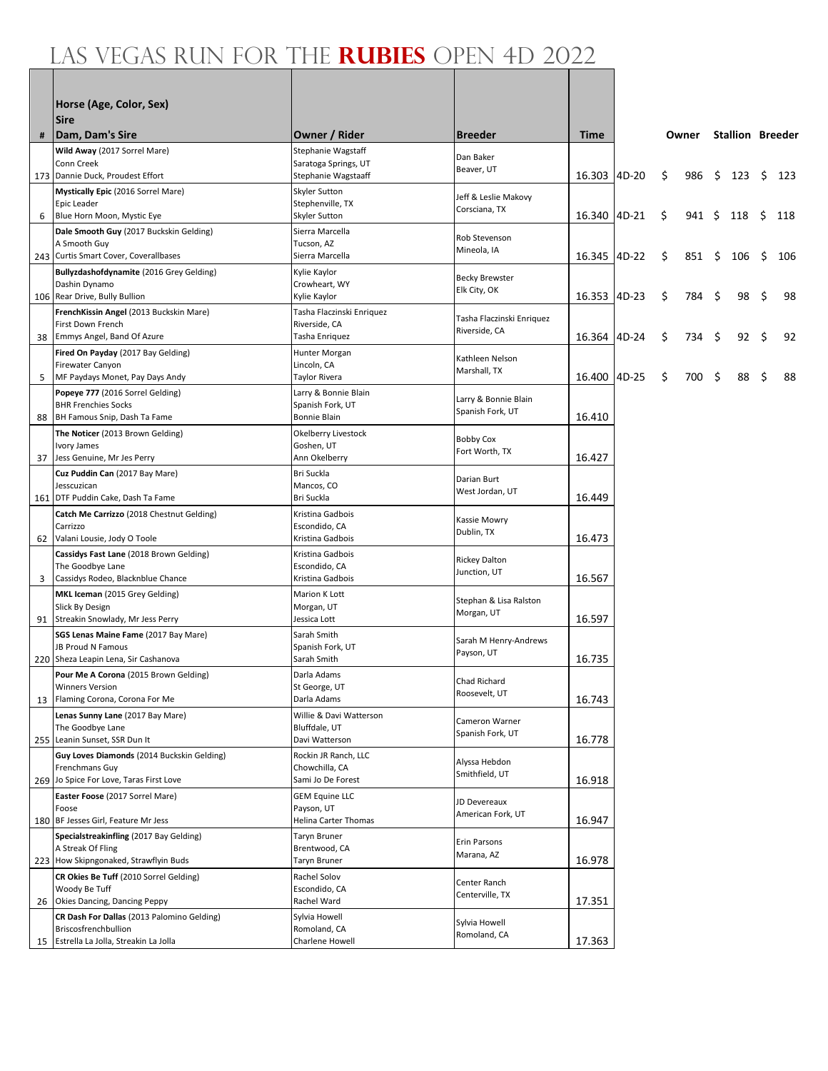# Las Vegas Run for the **Rubies** Open 4D 2022

| # | Horse (Age, Color, Sex)<br>Sire<br>Dam, Dam's Sire | Owner / Rider | Breeder | Time | | Owner | Stallion | Breeder |
|---|---|---|---|---|---|---|---|---|
| 173 | **Wild Away** (2017 Sorrel Mare)<br>Conn Creek<br>Dannie Duck, Proudest Effort | Stephanie Wagstaff<br>Saratoga Springs, UT<br>Stephanie Wagstaaff | Dan Baker<br>Beaver, UT | 16.303 | 4D-20 | $ 986 | $ 123 | $ 123 |
| 6 | **Mystically Epic** (2016 Sorrel Mare)<br>Epic Leader<br>Blue Horn Moon, Mystic Eye | Skyler Sutton<br>Stephenville, TX<br>Skyler Sutton | Jeff & Leslie Makovy<br>Corsciana, TX | 16.340 | 4D-21 | $ 941 | $ 118 | $ 118 |
| 243 | **Dale Smooth Guy** (2017 Buckskin Gelding)<br>A Smooth Guy<br>Curtis Smart Cover, Coverallbases | Sierra Marcella<br>Tucson, AZ<br>Sierra Marcella | Rob Stevenson<br>Mineola, IA | 16.345 | 4D-22 | $ 851 | $ 106 | $ 106 |
| 106 | **Bullyzdashofdynamite** (2016 Grey Gelding)<br>Dashin Dynamo<br>Rear Drive, Bully Bullion | Kylie Kaylor<br>Crowheart, WY<br>Kylie Kaylor | Becky Brewster<br>Elk City, OK | 16.353 | 4D-23 | $ 784 | $ 98 | $ 98 |
| 38 | **FrenchKissin Angel** (2013 Buckskin Mare)<br>First Down French<br>Emmys Angel, Band Of Azure | Tasha Flaczinski Enriquez<br>Riverside, CA<br>Tasha Enriquez | Tasha Flaczinski Enriquez<br>Riverside, CA | 16.364 | 4D-24 | $ 734 | $ 92 | $ 92 |
| 5 | **Fired On Payday** (2017 Bay Gelding)<br>Firewater Canyon<br>MF Paydays Monet, Pay Days Andy | Hunter Morgan<br>Lincoln, CA<br>Taylor Rivera | Kathleen Nelson<br>Marshall, TX | 16.400 | 4D-25 | $ 700 | $ 88 | $ 88 |
| 88 | **Popeye 777** (2016 Sorrel Gelding)<br>BHR Frenchies Socks<br>BH Famous Snip, Dash Ta Fame | Larry & Bonnie Blain<br>Spanish Fork, UT<br>Bonnie Blain | Larry & Bonnie Blain<br>Spanish Fork, UT | 16.410 | | | | |
| 37 | **The Noticer** (2013 Brown Gelding)<br>Ivory James<br>Jess Genuine, Mr Jes Perry | Okelberry Livestock<br>Goshen, UT<br>Ann Okelberry | Bobby Cox<br>Fort Worth, TX | 16.427 | | | | |
| 161 | **Cuz Puddin Can** (2017 Bay Mare)<br>Jesscuzican<br>DTF Puddin Cake, Dash Ta Fame | Bri Suckla<br>Mancos, CO<br>Bri Suckla | Darian Burt<br>West Jordan, UT | 16.449 | | | | |
| 62 | **Catch Me Carrizzo** (2018 Chestnut Gelding)<br>Carrizzo<br>Valani Lousie, Jody O Toole | Kristina Gadbois<br>Escondido, CA<br>Kristina Gadbois | Kassie Mowry<br>Dublin, TX | 16.473 | | | | |
| 3 | **Cassidys Fast Lane** (2018 Brown Gelding)<br>The Goodbye Lane<br>Cassidys Rodeo, Blacknblue Chance | Kristina Gadbois<br>Escondido, CA<br>Kristina Gadbois | Rickey Dalton<br>Junction, UT | 16.567 | | | | |
| 91 | **MKL Iceman** (2015 Grey Gelding)<br>Slick By Design<br>Streakin Snowlady, Mr Jess Perry | Marion K Lott<br>Morgan, UT<br>Jessica Lott | Stephan & Lisa Ralston<br>Morgan, UT | 16.597 | | | | |
| 220 | **SGS Lenas Maine Fame** (2017 Bay Mare)<br>JB Proud N Famous<br>Sheza Leapin Lena, Sir Cashanova | Sarah Smith<br>Spanish Fork, UT<br>Sarah Smith | Sarah M Henry-Andrews<br>Payson, UT | 16.735 | | | | |
| 13 | **Pour Me A Corona** (2015 Brown Gelding)<br>Winners Version<br>Flaming Corona, Corona For Me | Darla Adams<br>St George, UT<br>Darla Adams | Chad Richard<br>Roosevelt, UT | 16.743 | | | | |
| 255 | **Lenas Sunny Lane** (2017 Bay Mare)<br>The Goodbye Lane<br>Leanin Sunset, SSR Dun It | Willie & Davi Watterson<br>Bluffdale, UT<br>Davi Watterson | Cameron Warner<br>Spanish Fork, UT | 16.778 | | | | |
| 269 | **Guy Loves Diamonds** (2014 Buckskin Gelding)<br>Frenchmans Guy<br>Jo Spice For Love, Taras First Love | Rockin JR Ranch, LLC<br>Chowchilla, CA<br>Sami Jo De Forest | Alyssa Hebdon<br>Smithfield, UT | 16.918 | | | | |
| 180 | **Easter Foose** (2017 Sorrel Mare)<br>Foose<br>BF Jesses Girl, Feature Mr Jess | GEM Equine LLC<br>Payson, UT<br>Helina Carter Thomas | JD Devereaux<br>American Fork, UT | 16.947 | | | | |
| 223 | **Specialstreakinfling** (2017 Bay Gelding)<br>A Streak Of Fling<br>How Skipngonaked, Strawflyin Buds | Taryn Bruner<br>Brentwood, CA<br>Taryn Bruner | Erin Parsons<br>Marana, AZ | 16.978 | | | | |
| 26 | **CR Okies Be Tuff** (2010 Sorrel Gelding)<br>Woody Be Tuff<br>Okies Dancing, Dancing Peppy | Rachel Solov<br>Escondido, CA<br>Rachel Ward | Center Ranch<br>Centerville, TX | 17.351 | | | | |
| 15 | **CR Dash For Dallas** (2013 Palomino Gelding)<br>Briscosfrenchbullion<br>Estrella La Jolla, Streakin La Jolla | Sylvia Howell<br>Romoland, CA<br>Charlene Howell | Sylvia Howell<br>Romoland, CA | 17.363 | | | | |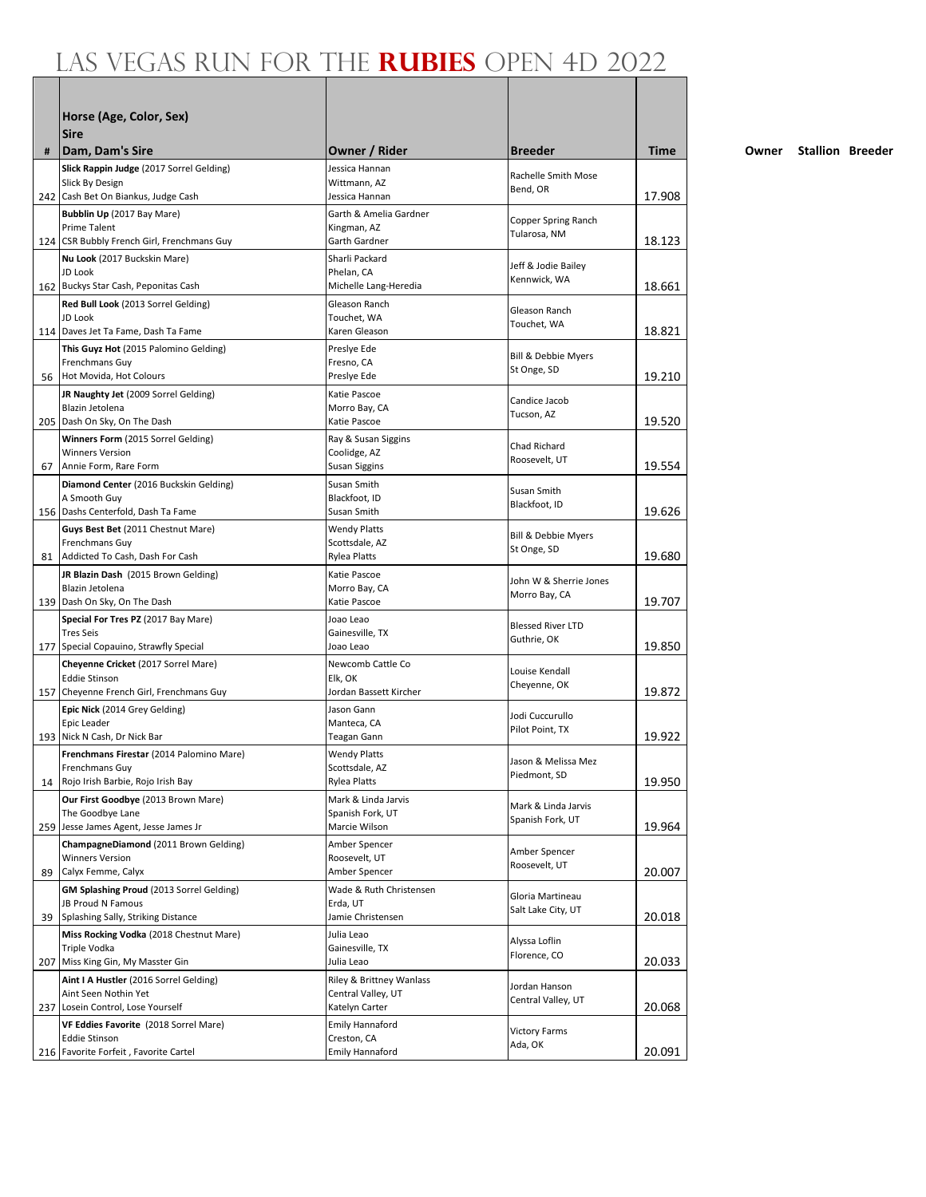# LAS VEGAS RUN FOR THE **RUBIES** OPEN 4D 2022

| # | Horse (Age, Color, Sex)<br>Sire<br>Dam, Dam's Sire | Owner / Rider | Breeder | Time | Owner | Stallion | Breeder |
|---|---|---|---|---|---|---|---|
| 242 | **Slick Rappin Judge** (2017 Sorrel Gelding)<br>Slick By Design<br>Cash Bet On Biankus, Judge Cash | Jessica Hannan<br>Wittmann, AZ<br>Jessica Hannan | Rachelle Smith Mose<br>Bend, OR | 17.908 | | | |
| 124 | **Bubblin Up** (2017 Bay Mare)<br>Prime Talent<br>CSR Bubbly French Girl, Frenchmans Guy | Garth & Amelia Gardner<br>Kingman, AZ<br>Garth Gardner | Copper Spring Ranch<br>Tularosa, NM | 18.123 | | | |
| 162 | **Nu Look** (2017 Buckskin Mare)<br>JD Look<br>Buckys Star Cash, Peponitas Cash | Sharli Packard<br>Phelan, CA<br>Michelle Lang-Heredia | Jeff & Jodie Bailey<br>Kennwick, WA | 18.661 | | | |
| 114 | **Red Bull Look** (2013 Sorrel Gelding)<br>JD Look<br>Daves Jet Ta Fame, Dash Ta Fame | Gleason Ranch<br>Touchet, WA<br>Karen Gleason | Gleason Ranch<br>Touchet, WA | 18.821 | | | |
| 56 | **This Guyz Hot** (2015 Palomino Gelding)<br>Frenchmans Guy<br>Hot Movida, Hot Colours | Preslye Ede<br>Fresno, CA<br>Preslye Ede | Bill & Debbie Myers<br>St Onge, SD | 19.210 | | | |
| 205 | **JR Naughty Jet** (2009 Sorrel Gelding)<br>Blazin Jetolena<br>Dash On Sky, On The Dash | Katie Pascoe<br>Morro Bay, CA<br>Katie Pascoe | Candice Jacob<br>Tucson, AZ | 19.520 | | | |
| 67 | **Winners Form** (2015 Sorrel Gelding)<br>Winners Version<br>Annie Form, Rare Form | Ray & Susan Siggins<br>Coolidge, AZ<br>Susan Siggins | Chad Richard<br>Roosevelt, UT | 19.554 | | | |
| 156 | **Diamond Center** (2016 Buckskin Gelding)<br>A Smooth Guy<br>Dashs Centerfold, Dash Ta Fame | Susan Smith<br>Blackfoot, ID<br>Susan Smith | Susan Smith<br>Blackfoot, ID | 19.626 | | | |
| 81 | **Guys Best Bet** (2011 Chestnut Mare)<br>Frenchmans Guy<br>Addicted To Cash, Dash For Cash | Wendy Platts<br>Scottsdale, AZ<br>Rylea Platts | Bill & Debbie Myers<br>St Onge, SD | 19.680 | | | |
| 139 | **JR Blazin Dash** (2015 Brown Gelding)<br>Blazin Jetolena<br>Dash On Sky, On The Dash | Katie Pascoe<br>Morro Bay, CA<br>Katie Pascoe | John W & Sherrie Jones<br>Morro Bay, CA | 19.707 | | | |
| 177 | **Special For Tres PZ** (2017 Bay Mare)<br>Tres Seis<br>Special Copauino, Strawfly Special | Joao Leao<br>Gainesville, TX<br>Joao Leao | Blessed River LTD<br>Guthrie, OK | 19.850 | | | |
| 157 | **Cheyenne Cricket** (2017 Sorrel Mare)<br>Eddie Stinson<br>Cheyenne French Girl, Frenchmans Guy | Newcomb Cattle Co<br>Elk, OK<br>Jordan Bassett Kircher | Louise Kendall<br>Cheyenne, OK | 19.872 | | | |
| 193 | **Epic Nick** (2014 Grey Gelding)<br>Epic Leader<br>Nick N Cash, Dr Nick Bar | Jason Gann<br>Manteca, CA<br>Teagan Gann | Jodi Cuccurullo<br>Pilot Point, TX | 19.922 | | | |
| 14 | **Frenchmans Firestar** (2014 Palomino Mare)<br>Frenchmans Guy<br>Rojo Irish Barbie, Rojo Irish Bay | Wendy Platts<br>Scottsdale, AZ<br>Rylea Platts | Jason & Melissa Mez<br>Piedmont, SD | 19.950 | | | |
| 259 | **Our First Goodbye** (2013 Brown Mare)<br>The Goodbye Lane<br>Jesse James Agent, Jesse James Jr | Mark & Linda Jarvis<br>Spanish Fork, UT<br>Marcie Wilson | Mark & Linda Jarvis<br>Spanish Fork, UT | 19.964 | | | |
| 89 | **ChampagneDiamond** (2011 Brown Gelding)<br>Winners Version<br>Calyx Femme, Calyx | Amber Spencer<br>Roosevelt, UT<br>Amber Spencer | Amber Spencer<br>Roosevelt, UT | 20.007 | | | |
| 39 | **GM Splashing Proud** (2013 Sorrel Gelding)<br>JB Proud N Famous<br>Splashing Sally, Striking Distance | Wade & Ruth Christensen<br>Erda, UT<br>Jamie Christensen | Gloria Martineau<br>Salt Lake City, UT | 20.018 | | | |
| 207 | **Miss Rocking Vodka** (2018 Chestnut Mare)<br>Triple Vodka<br>Miss King Gin, My Masster Gin | Julia Leao<br>Gainesville, TX<br>Julia Leao | Alyssa Loflin<br>Florence, CO | 20.033 | | | |
| 237 | **Aint I A Hustler** (2016 Sorrel Gelding)<br>Aint Seen Nothin Yet<br>Losein Control, Lose Yourself | Riley & Brittney Wanlass<br>Central Valley, UT<br>Katelyn Carter | Jordan Hanson<br>Central Valley, UT | 20.068 | | | |
| 216 | **VF Eddies Favorite** (2018 Sorrel Mare)<br>Eddie Stinson<br>Favorite Forfeit , Favorite Cartel | Emily Hannaford<br>Creston, CA<br>Emily Hannaford | Victory Farms<br>Ada, OK | 20.091 | | | |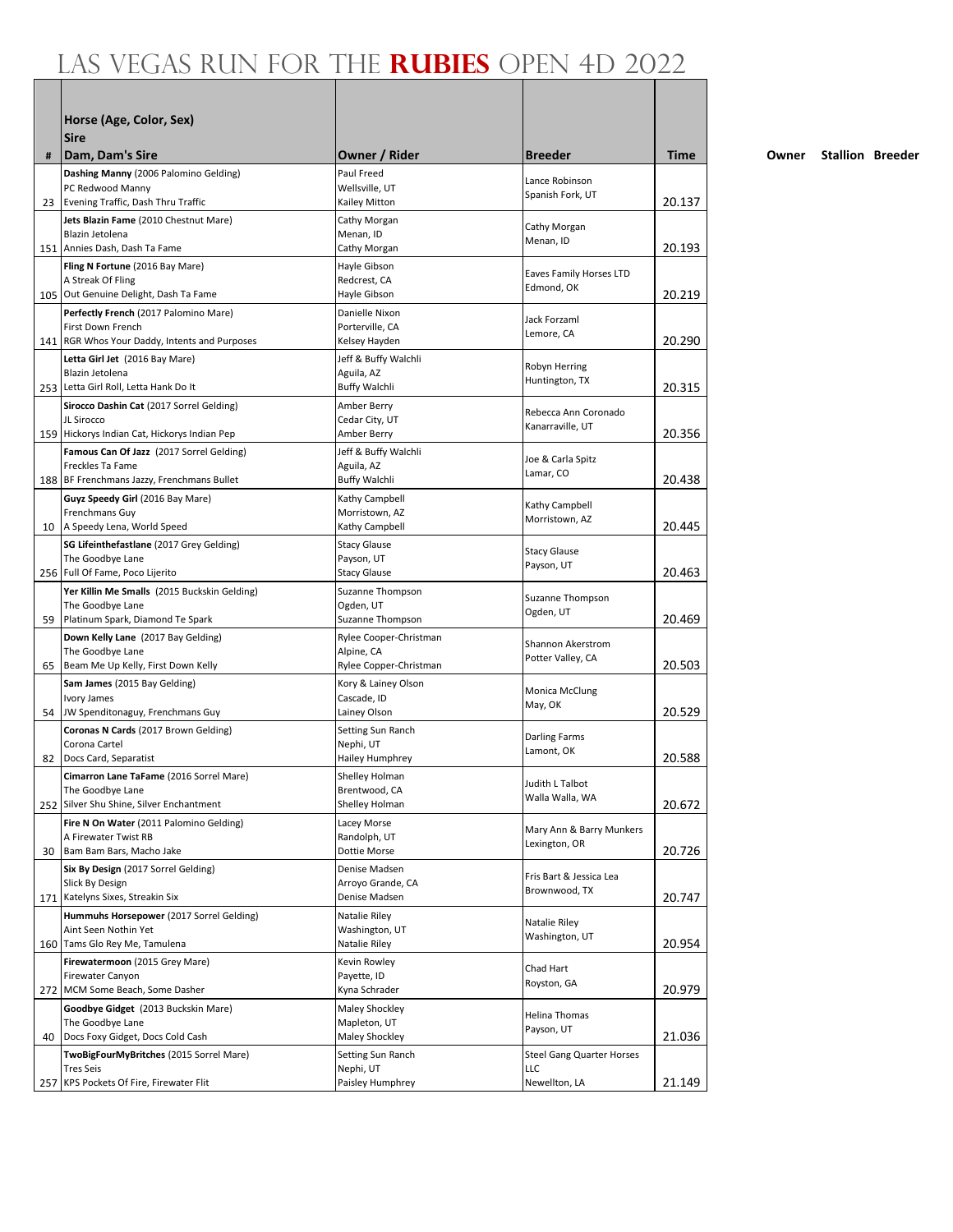# Las Vegas Run for the RUBIES Open 4D 2022

| # | Horse (Age, Color, Sex)<br>Sire<br>Dam, Dam's Sire | Owner / Rider | Breeder | Time |
|---|---|---|---|---|
| 23 | **Dashing Manny** (2006 Palomino Gelding)<br>PC Redwood Manny<br>Evening Traffic, Dash Thru Traffic | Paul Freed<br>Wellsville, UT<br>Kailey Mitton | Lance Robinson<br>Spanish Fork, UT | 20.137 |
| 151 | **Jets Blazin Fame** (2010 Chestnut Mare)<br>Blazin Jetolena<br>Annies Dash, Dash Ta Fame | Cathy Morgan<br>Menan, ID<br>Cathy Morgan | Cathy Morgan<br>Menan, ID | 20.193 |
| 105 | **Fling N Fortune** (2016 Bay Mare)<br>A Streak Of Fling<br>Out Genuine Delight, Dash Ta Fame | Hayle Gibson<br>Redcrest, CA<br>Hayle Gibson | Eaves Family Horses LTD<br>Edmond, OK | 20.219 |
| 141 | **Perfectly French** (2017 Palomino Mare)<br>First Down French<br>RGR Whos Your Daddy, Intents and Purposes | Danielle Nixon<br>Porterville, CA<br>Kelsey Hayden | Jack Forzaml<br>Lemore, CA | 20.290 |
| 253 | **Letta Girl Jet** (2016 Bay Mare)<br>Blazin Jetolena<br>Letta Girl Roll, Letta Hank Do It | Jeff & Buffy Walchli<br>Aguila, AZ<br>Buffy Walchli | Robyn Herring<br>Huntington, TX | 20.315 |
| 159 | **Sirocco Dashin Cat** (2017 Sorrel Gelding)<br>JL Sirocco<br>Hickorys Indian Cat, Hickorys Indian Pep | Amber Berry<br>Cedar City, UT<br>Amber Berry | Rebecca Ann Coronado<br>Kanarraville, UT | 20.356 |
| 188 | **Famous Can Of Jazz** (2017 Sorrel Gelding)<br>Freckles Ta Fame<br>BF Frenchmans Jazzy, Frenchmans Bullet | Jeff & Buffy Walchli<br>Aguila, AZ<br>Buffy Walchli | Joe & Carla Spitz<br>Lamar, CO | 20.438 |
| 10 | **Guyz Speedy Girl** (2016 Bay Mare)<br>Frenchmans Guy<br>A Speedy Lena, World Speed | Kathy Campbell<br>Morristown, AZ<br>Kathy Campbell | Kathy Campbell<br>Morristown, AZ | 20.445 |
| 256 | **SG Lifeinthefastlane** (2017 Grey Gelding)<br>The Goodbye Lane<br>Full Of Fame, Poco Lijerito | Stacy Glause<br>Payson, UT<br>Stacy Glause | Stacy Glause<br>Payson, UT | 20.463 |
| 59 | **Yer Killin Me Smalls** (2015 Buckskin Gelding)<br>The Goodbye Lane<br>Platinum Spark, Diamond Te Spark | Suzanne Thompson<br>Ogden, UT<br>Suzanne Thompson | Suzanne Thompson<br>Ogden, UT | 20.469 |
| 65 | **Down Kelly Lane** (2017 Bay Gelding)<br>The Goodbye Lane<br>Beam Me Up Kelly, First Down Kelly | Rylee Cooper-Christman<br>Alpine, CA<br>Rylee Copper-Christman | Shannon Akerstrom<br>Potter Valley, CA | 20.503 |
| 54 | **Sam James** (2015 Bay Gelding)<br>Ivory James<br>JW Spenditonaguy, Frenchmans Guy | Kory & Lainey Olson<br>Cascade, ID<br>Lainey Olson | Monica McClung<br>May, OK | 20.529 |
| 82 | **Coronas N Cards** (2017 Brown Gelding)<br>Corona Cartel<br>Docs Card, Separatist | Setting Sun Ranch<br>Nephi, UT<br>Hailey Humphrey | Darling Farms<br>Lamont, OK | 20.588 |
| 252 | **Cimarron Lane TaFame** (2016 Sorrel Mare)<br>The Goodbye Lane<br>Silver Shu Shine, Silver Enchantment | Shelley Holman<br>Brentwood, CA<br>Shelley Holman | Judith L Talbot<br>Walla Walla, WA | 20.672 |
| 30 | **Fire N On Water** (2011 Palomino Gelding)<br>A Firewater Twist RB<br>Bam Bam Bars, Macho Jake | Lacey Morse<br>Randolph, UT<br>Dottie Morse | Mary Ann & Barry Munkers<br>Lexington, OR | 20.726 |
| 171 | **Six By Design** (2017 Sorrel Gelding)<br>Slick By Design<br>Katelyns Sixes, Streakin Six | Denise Madsen<br>Arroyo Grande, CA<br>Denise Madsen | Fris Bart & Jessica Lea<br>Brownwood, TX | 20.747 |
| 160 | **Hummuhs Horsepower** (2017 Sorrel Gelding)<br>Aint Seen Nothin Yet<br>Tams Glo Rey Me, Tamulena | Natalie Riley<br>Washington, UT<br>Natalie Riley | Natalie Riley<br>Washington, UT | 20.954 |
| 272 | **Firewatermoon** (2015 Grey Mare)<br>Firewater Canyon<br>MCM Some Beach, Some Dasher | Kevin Rowley<br>Payette, ID<br>Kyna Schrader | Chad Hart<br>Royston, GA | 20.979 |
| 40 | **Goodbye Gidget** (2013 Buckskin Mare)<br>The Goodbye Lane<br>Docs Foxy Gidget, Docs Cold Cash | Maley Shockley<br>Mapleton, UT<br>Maley Shockley | Helina Thomas<br>Payson, UT | 21.036 |
| 257 | **TwoBigFourMyBritches** (2015 Sorrel Mare)<br>Tres Seis<br>KPS Pockets Of Fire, Firewater Flit | Setting Sun Ranch<br>Nephi, UT<br>Paisley Humphrey | Steel Gang Quarter Horses LLC<br>Newellton, LA | 21.149 |

Owner Stallion Breeder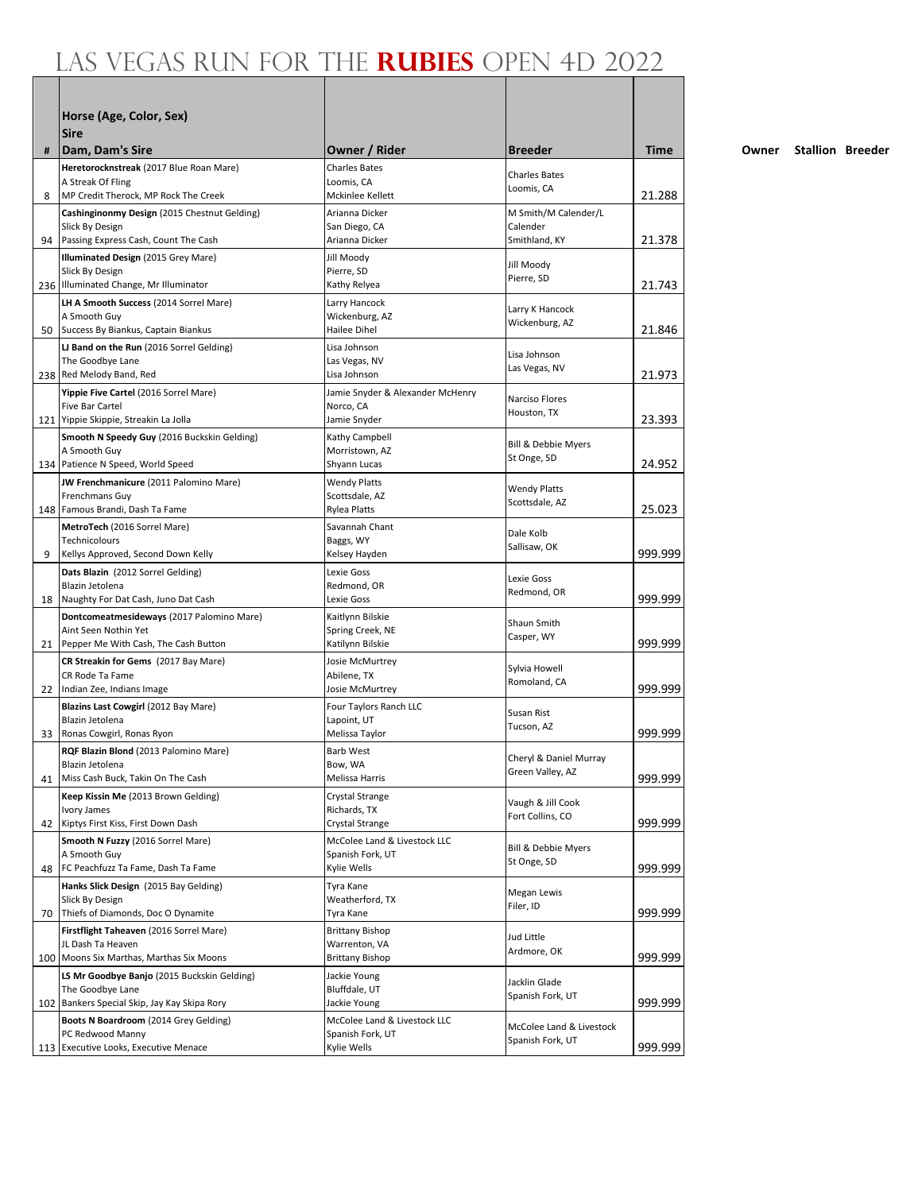# LAS VEGAS RUN FOR THE **RUBIES** OPEN 4D 2022

| # | Horse (Age, Color, Sex)<br>Sire<br>Dam, Dam's Sire | Owner / Rider | Breeder | Time |
|---|---|---|---|---|
| 8 | **Heretorocknstreak** (2017 Blue Roan Mare)<br>A Streak Of Fling<br>MP Credit Therock, MP Rock The Creek | Charles Bates<br>Loomis, CA<br>Mckinlee Kellett | Charles Bates<br>Loomis, CA | 21.288 |
| 94 | **Cashinginonmy Design** (2015 Chestnut Gelding)<br>Slick By Design<br>Passing Express Cash, Count The Cash | Arianna Dicker<br>San Diego, CA<br>Arianna Dicker | M Smith/M Calender/L Calender<br>Smithland, KY | 21.378 |
| 236 | **Illuminated Design** (2015 Grey Mare)<br>Slick By Design<br>Illuminated Change, Mr Illuminator | Jill Moody<br>Pierre, SD<br>Kathy Relyea | Jill Moody<br>Pierre, SD | 21.743 |
| 50 | **LH A Smooth Success** (2014 Sorrel Mare)<br>A Smooth Guy<br>Success By Biankus, Captain Biankus | Larry Hancock<br>Wickenburg, AZ<br>Hailee Dihel | Larry K Hancock<br>Wickenburg, AZ | 21.846 |
| 238 | **LJ Band on the Run** (2016 Sorrel Gelding)<br>The Goodbye Lane<br>Red Melody Band, Red | Lisa Johnson<br>Las Vegas, NV<br>Lisa Johnson | Lisa Johnson<br>Las Vegas, NV | 21.973 |
| 121 | **Yippie Five Cartel** (2016 Sorrel Mare)<br>Five Bar Cartel<br>Yippie Skippie, Streakin La Jolla | Jamie Snyder & Alexander McHenry<br>Norco, CA<br>Jamie Snyder | Narciso Flores<br>Houston, TX | 23.393 |
| 134 | **Smooth N Speedy Guy** (2016 Buckskin Gelding)<br>A Smooth Guy<br>Patience N Speed, World Speed | Kathy Campbell<br>Morristown, AZ<br>Shyann Lucas | Bill & Debbie Myers<br>St Onge, SD | 24.952 |
| 148 | **JW Frenchmanicure** (2011 Palomino Mare)<br>Frenchmans Guy<br>Famous Brandi, Dash Ta Fame | Wendy Platts<br>Scottsdale, AZ<br>Rylea Platts | Wendy Platts<br>Scottsdale, AZ | 25.023 |
| 9 | **MetroTech** (2016 Sorrel Mare)<br>Technicolours<br>Kellys Approved, Second Down Kelly | Savannah Chant<br>Baggs, WY<br>Kelsey Hayden | Dale Kolb<br>Sallisaw, OK | 999.999 |
| 18 | **Dats Blazin** (2012 Sorrel Gelding)<br>Blazin Jetolena<br>Naughty For Dat Cash, Juno Dat Cash | Lexie Goss<br>Redmond, OR<br>Lexie Goss | Lexie Goss<br>Redmond, OR | 999.999 |
| 21 | **Dontcomeatmesideways** (2017 Palomino Mare)<br>Aint Seen Nothin Yet<br>Pepper Me With Cash, The Cash Button | Kaitlynn Bilskie<br>Spring Creek, NE<br>Katilynn Bilskie | Shaun Smith<br>Casper, WY | 999.999 |
| 22 | **CR Streakin for Gems** (2017 Bay Mare)<br>CR Rode Ta Fame<br>Indian Zee, Indians Image | Josie McMurtrey<br>Abilene, TX<br>Josie McMurtrey | Sylvia Howell<br>Romoland, CA | 999.999 |
| 33 | **Blazins Last Cowgirl** (2012 Bay Mare)<br>Blazin Jetolena<br>Ronas Cowgirl, Ronas Ryon | Four Taylors Ranch LLC<br>Lapoint, UT<br>Melissa Taylor | Susan Rist<br>Tucson, AZ | 999.999 |
| 41 | **RQF Blazin Blond** (2013 Palomino Mare)<br>Blazin Jetolena<br>Miss Cash Buck, Takin On The Cash | Barb West<br>Bow, WA<br>Melissa Harris | Cheryl & Daniel Murray<br>Green Valley, AZ | 999.999 |
| 42 | **Keep Kissin Me** (2013 Brown Gelding)<br>Ivory James<br>Kiptys First Kiss, First Down Dash | Crystal Strange<br>Richards, TX<br>Crystal Strange | Vaugh & Jill Cook<br>Fort Collins, CO | 999.999 |
| 48 | **Smooth N Fuzzy** (2016 Sorrel Mare)<br>A Smooth Guy<br>FC Peachfuzz Ta Fame, Dash Ta Fame | McColee Land & Livestock LLC<br>Spanish Fork, UT<br>Kylie Wells | Bill & Debbie Myers<br>St Onge, SD | 999.999 |
| 70 | **Hanks Slick Design** (2015 Bay Gelding)<br>Slick By Design<br>Thiefs of Diamonds, Doc O Dynamite | Tyra Kane<br>Weatherford, TX<br>Tyra Kane | Megan Lewis<br>Filer, ID | 999.999 |
| 100 | **Firstflight Taheaven** (2016 Sorrel Mare)<br>JL Dash Ta Heaven<br>Moons Six Marthas, Marthas Six Moons | Brittany Bishop<br>Warrenton, VA<br>Brittany Bishop | Jud Little<br>Ardmore, OK | 999.999 |
| 102 | **LS Mr Goodbye Banjo** (2015 Buckskin Gelding)<br>The Goodbye Lane<br>Bankers Special Skip, Jay Kay Skipa Rory | Jackie Young<br>Bluffdale, UT<br>Jackie Young | Jacklin Glade<br>Spanish Fork, UT | 999.999 |
| 113 | **Boots N Boardroom** (2014 Grey Gelding)<br>PC Redwood Manny<br>Executive Looks, Executive Menace | McColee Land & Livestock LLC<br>Spanish Fork, UT<br>Kylie Wells | McColee Land & Livestock<br>Spanish Fork, UT | 999.999 |

Owner Stallion Breeder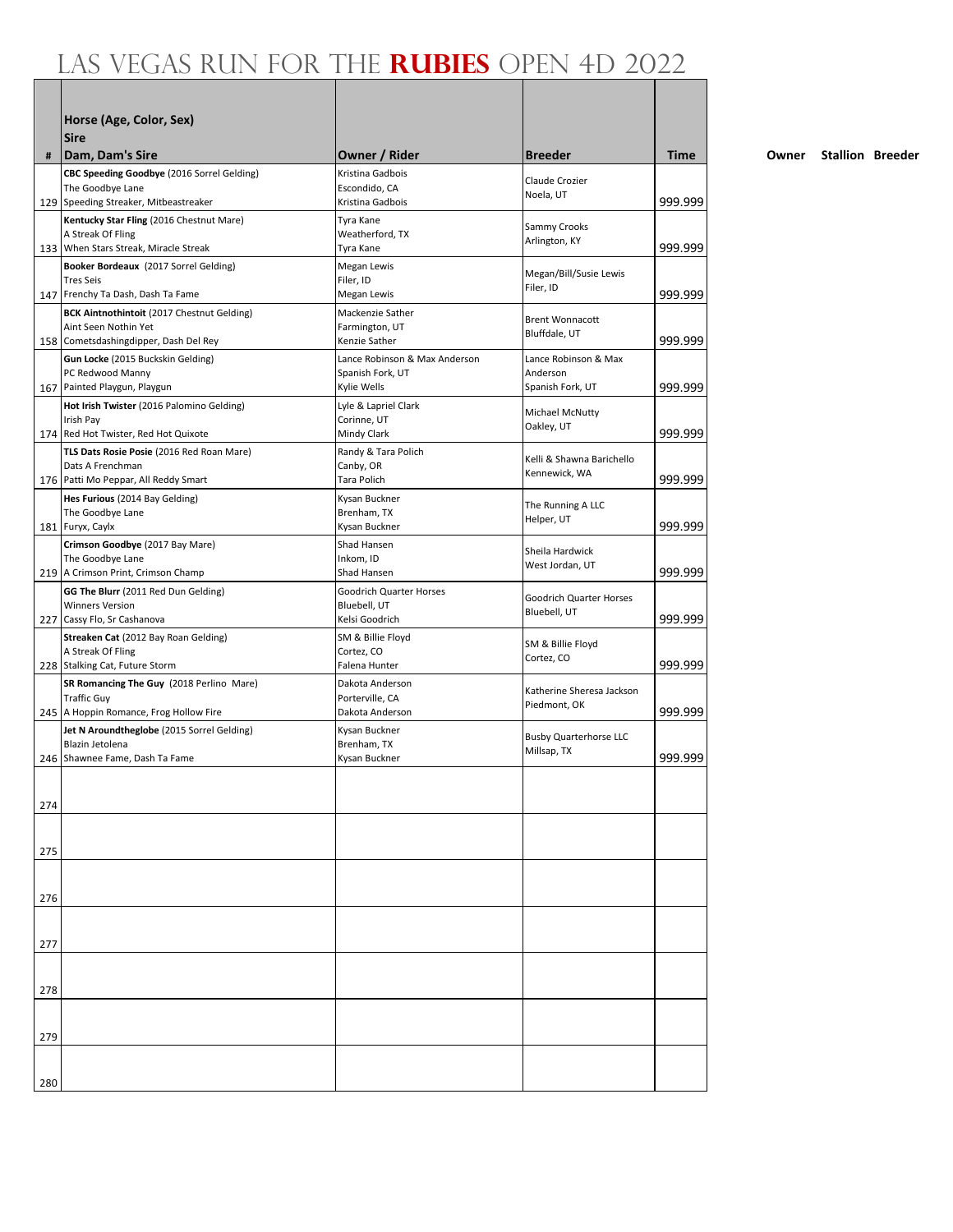# Las Vegas Run for the Rubies Open 4D 2022

| # | Horse (Age, Color, Sex)<br>Sire<br>Dam, Dam's Sire | Owner / Rider | Breeder | Time |
|---|---|---|---|---|
| 129 | **CBC Speeding Goodbye** (2016 Sorrel Gelding)<br>The Goodbye Lane<br>Speeding Streaker, Mitbeastreaker | Kristina Gadbois<br>Escondido, CA<br>Kristina Gadbois | Claude Crozier<br>Noela, UT | 999.999 |
| 133 | **Kentucky Star Fling** (2016 Chestnut Mare)<br>A Streak Of Fling<br>When Stars Streak, Miracle Streak | Tyra Kane<br>Weatherford, TX<br>Tyra Kane | Sammy Crooks<br>Arlington, KY | 999.999 |
| 147 | **Booker Bordeaux** (2017 Sorrel Gelding)<br>Tres Seis<br>Frenchy Ta Dash, Dash Ta Fame | Megan Lewis<br>Filer, ID<br>Megan Lewis | Megan/Bill/Susie Lewis<br>Filer, ID | 999.999 |
| 158 | **BCK Aintnothintoit** (2017 Chestnut Gelding)<br>Aint Seen Nothin Yet<br>Cometsdashingdipper, Dash Del Rey | Mackenzie Sather<br>Farmington, UT<br>Kenzie Sather | Brent Wonnacott<br>Bluffdale, UT | 999.999 |
| 167 | **Gun Locke** (2015 Buckskin Gelding)<br>PC Redwood Manny<br>Painted Playgun, Playgun | Lance Robinson & Max Anderson<br>Spanish Fork, UT<br>Kylie Wells | Lance Robinson & Max Anderson<br>Spanish Fork, UT | 999.999 |
| 174 | **Hot Irish Twister** (2016 Palomino Gelding)<br>Irish Pay<br>Red Hot Twister, Red Hot Quixote | Lyle & Lapriel Clark<br>Corinne, UT<br>Mindy Clark | Michael McNutty<br>Oakley, UT | 999.999 |
| 176 | **TLS Dats Rosie Posie** (2016 Red Roan Mare)<br>Dats A Frenchman<br>Patti Mo Peppar, All Reddy Smart | Randy & Tara Polich<br>Canby, OR<br>Tara Polich | Kelli & Shawna Barichello<br>Kennewick, WA | 999.999 |
| 181 | **Hes Furious** (2014 Bay Gelding)<br>The Goodbye Lane<br>Furyx, Caylx | Kysan Buckner<br>Brenham, TX<br>Kysan Buckner | The Running A LLC<br>Helper, UT | 999.999 |
| 219 | **Crimson Goodbye** (2017 Bay Mare)<br>The Goodbye Lane<br>A Crimson Print, Crimson Champ | Shad Hansen<br>Inkom, ID<br>Shad Hansen | Sheila Hardwick<br>West Jordan, UT | 999.999 |
| 227 | **GG The Blurr** (2011 Red Dun Gelding)<br>Winners Version<br>Cassy Flo, Sr Cashanova | Goodrich Quarter Horses<br>Bluebell, UT<br>Kelsi Goodrich | Goodrich Quarter Horses<br>Bluebell, UT | 999.999 |
| 228 | **Streaken Cat** (2012 Bay Roan Gelding)<br>A Streak Of Fling<br>Stalking Cat, Future Storm | SM & Billie Floyd<br>Cortez, CO<br>Falena Hunter | SM & Billie Floyd<br>Cortez, CO | 999.999 |
| 245 | **SR Romancing The Guy** (2018 Perlino Mare)<br>Traffic Guy<br>A Hoppin Romance, Frog Hollow Fire | Dakota Anderson<br>Porterville, CA<br>Dakota Anderson | Katherine Sheresa Jackson<br>Piedmont, OK | 999.999 |
| 246 | **Jet N Aroundtheglobe** (2015 Sorrel Gelding)<br>Blazin Jetolena<br>Shawnee Fame, Dash Ta Fame | Kysan Buckner<br>Brenham, TX<br>Kysan Buckner | Busby Quarterhorse LLC<br>Millsap, TX | 999.999 |
| 274 | | | | |
| 275 | | | | |
| 276 | | | | |
| 277 | | | | |
| 278 | | | | |
| 279 | | | | |
| 280 | | | | |

Owner Stallion Breeder